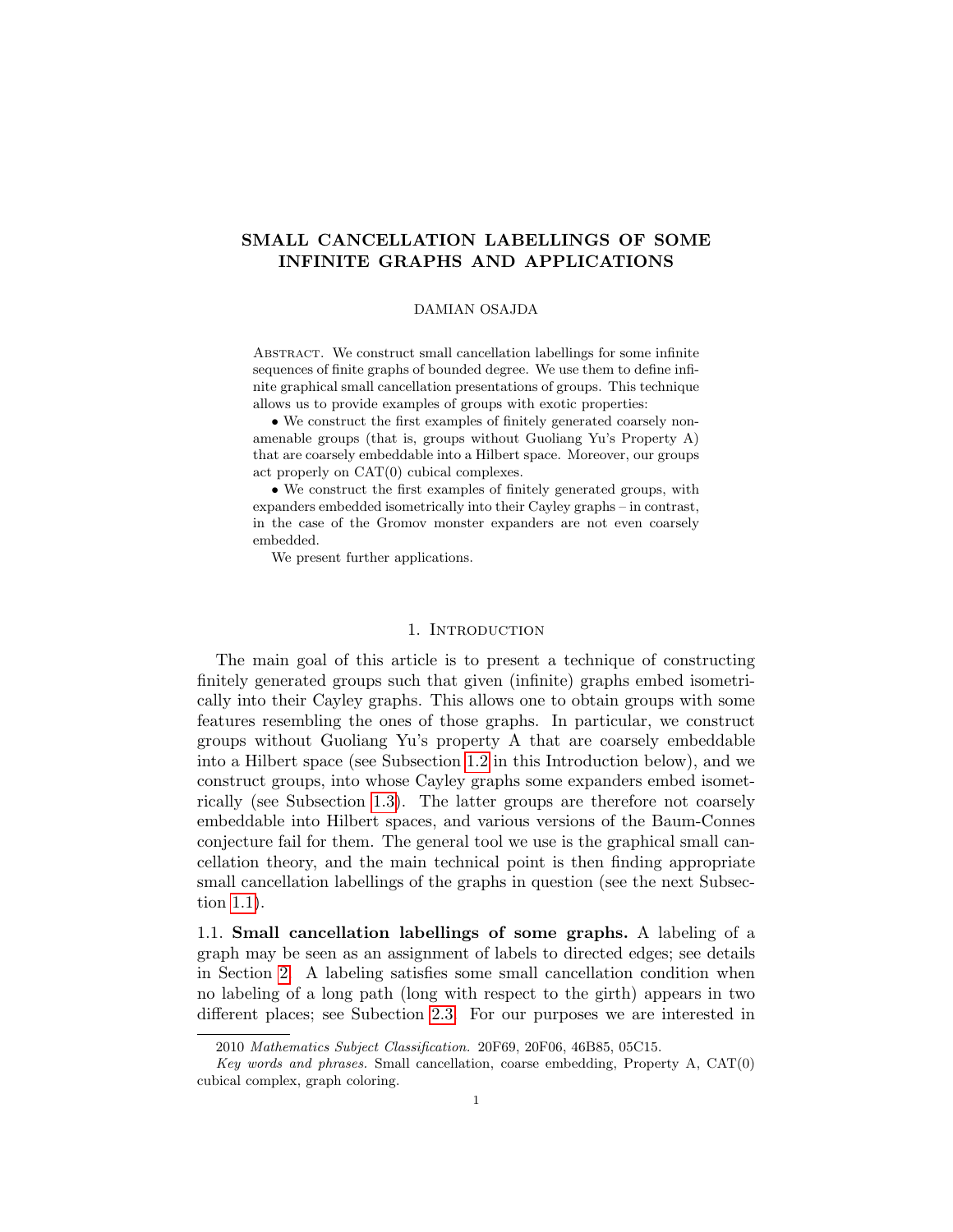# SMALL CANCELLATION LABELLINGS OF SOME INFINITE GRAPHS AND APPLICATIONS

DAMIAN OSAJDA

Abstract. We construct small cancellation labellings for some infinite sequences of finite graphs of bounded degree. We use them to define infinite graphical small cancellation presentations of groups. This technique allows us to provide examples of groups with exotic properties:

• We construct the first examples of finitely generated coarsely non-amenable groups (that is, groups without Guoliang Yu's Property A) that are coarsely embeddable into a Hilbert space. Moreover, our groups act properly on CAT(0) cubical complexes.

• We construct the first examples of finitely generated groups, with expanders embedded isometrically into their Cayley graphs – in contrast, in the case of the Gromov monster expanders are not even coarsely embedded.

We present further applications.

## 1. Introduction

The main goal of this article is to present a technique of constructing finitely generated groups such that given (infinite) graphs embed isometrically into their Cayley graphs. This allows one to obtain groups with some features resembling the ones of those graphs. In particular, we construct groups without Guoliang Yu's property A that are coarsely embeddable into a Hilbert space (see Subsection 1.2 in this Introduction below), and we construct groups, into whose Cayley graphs some expanders embed isometrically (see Subsection 1.3). The latter groups are therefore not coarsely embeddable into Hilbert spaces, and various versions of the Baum-Connes conjecture fail for them. The general tool we use is the graphical small cancellation theory, and the main technical point is then finding appropriate small cancellation labellings of the graphs in question (see the next Subsection 1.1).

1.1. **Small cancellation labellings of some graphs.** A labeling of a graph may be seen as an assignment of labels to directed edges; see details in Section 2. A labeling satisfies some small cancellation condition when no labeling of a long path (long with respect to the girth) appears in two different places; see Subection 2.3. For our purposes we are interested in

2010 *Mathematics Subject Classification.* 20F69, 20F06, 46B85, 05C15.

*Key words and phrases.* Small cancellation, coarse embedding, Property A, CAT(0) cubical complex, graph coloring.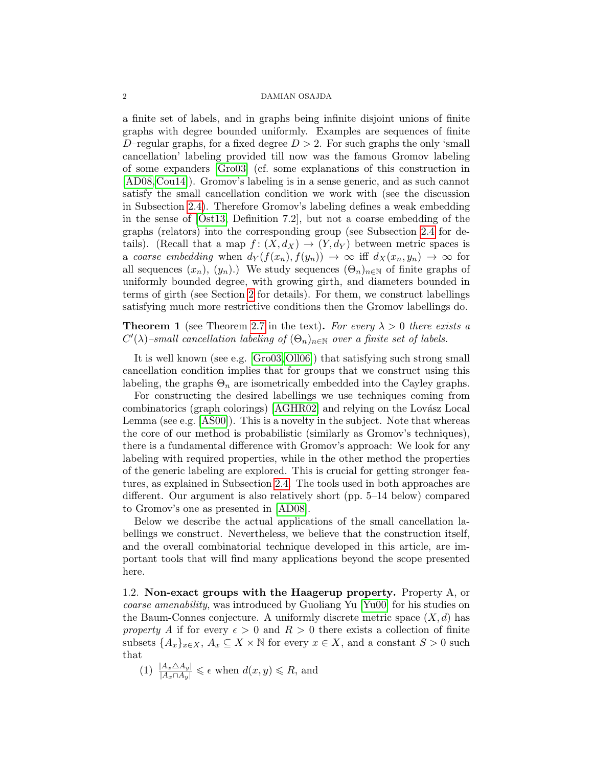a finite set of labels, and in graphs being infinite disjoint unions of finite graphs with degree bounded uniformly. Examples are sequences of finite $D$–regular graphs, for a fixed degree $D > 2$. For such graphs the only 'small cancellation' labeling provided till now was the famous Gromov labeling of some expanders [Gro03] (cf. some explanations of this construction in [AD08, Cou14]). Gromov's labeling is in a sense generic, and as such cannot satisfy the small cancellation condition we work with (see the discussion in Subsection 2.4). Therefore Gromov's labeling defines a weak embedding in the sense of [Ost13, Definition 7.2], but not a coarse embedding of the graphs (relators) into the corresponding group (see Subsection 2.4 for details). (Recall that a map $f\colon (X, d_X) \to (Y, d_Y)$ between metric spaces is a *coarse embedding* when $d_Y(f(x_n), f(y_n)) \to \infty$ iff $d_X(x_n, y_n) \to \infty$ for all sequences $(x_n)$, $(y_n)$.) We study sequences $(\Theta_n)_{n\in\mathbb{N}}$ of finite graphs of uniformly bounded degree, with growing girth, and diameters bounded in terms of girth (see Section 2 for details). For them, we construct labellings satisfying much more restrictive conditions then the Gromov labellings do.

**Theorem 1** (see Theorem 2.7 in the text). *For every $\lambda > 0$ there exists a $C'(\lambda)$–small cancellation labeling of $(\Theta_n)_{n\in\mathbb{N}}$ over a finite set of labels.*

It is well known (see e.g. [Gro03, Oll06]) that satisfying such strong small cancellation condition implies that for groups that we construct using this labeling, the graphs $\Theta_n$ are isometrically embedded into the Cayley graphs.

For constructing the desired labellings we use techniques coming from combinatorics (graph colorings) [AGHR02] and relying on the Lovász Local Lemma (see e.g. [AS00]). This is a novelty in the subject. Note that whereas the core of our method is probabilistic (similarly as Gromov's techniques), there is a fundamental difference with Gromov's approach: We look for any labeling with required properties, while in the other method the properties of the generic labeling are explored. This is crucial for getting stronger features, as explained in Subsection 2.4. The tools used in both approaches are different. Our argument is also relatively short (pp. 5–14 below) compared to Gromov's one as presented in [AD08].

Below we describe the actual applications of the small cancellation labellings we construct. Nevertheless, we believe that the construction itself, and the overall combinatorial technique developed in this article, are important tools that will find many applications beyond the scope presented here.

1.2. **Non-exact groups with the Haagerup property.** Property A, or *coarse amenability*, was introduced by Guoliang Yu [Yu00] for his studies on the Baum-Connes conjecture. A uniformly discrete metric space $(X, d)$ has *property A* if for every $\epsilon > 0$ and $R > 0$ there exists a collection of finite subsets $\{A_x\}_{x\in X}$, $A_x \subseteq X \times \mathbb{N}$ for every $x \in X$, and a constant $S > 0$ such that

(1) $\frac{|A_x \triangle A_y|}{|A_x \cap A_y|} \leqslant \epsilon$ when $d(x, y) \leqslant R$, and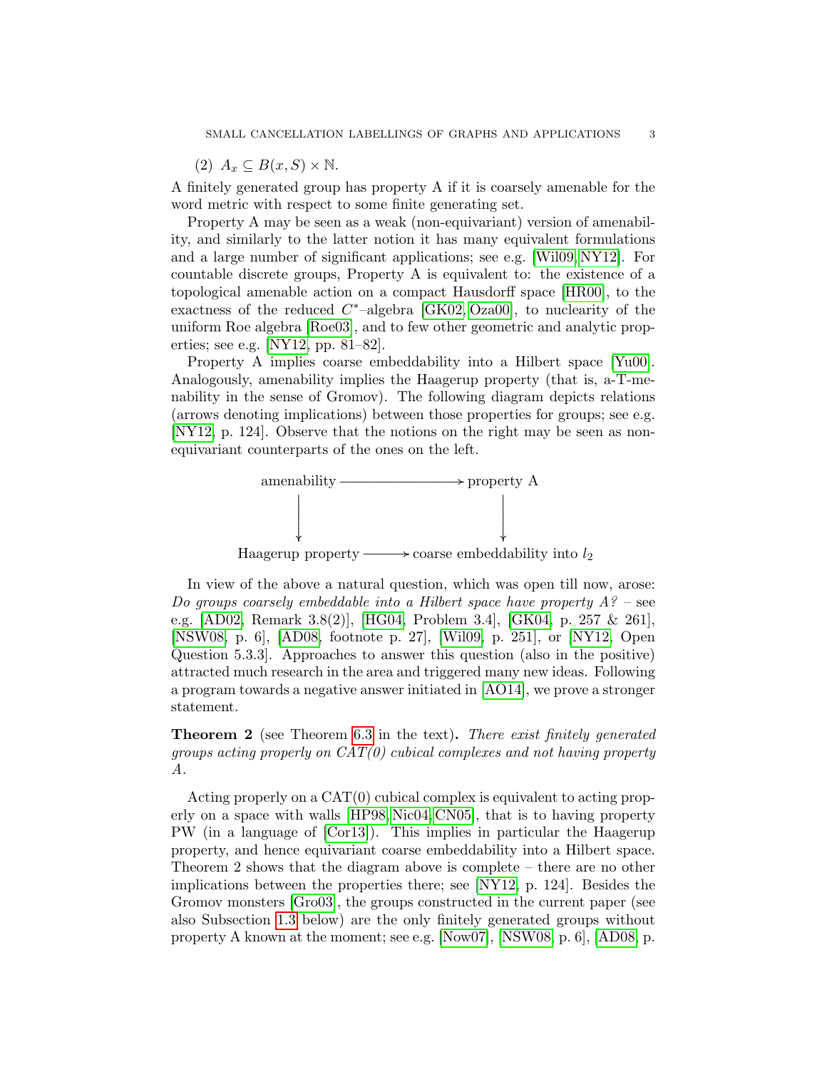(2) $A_x \subseteq B(x, S) \times \mathbb{N}$.

A finitely generated group has property A if it is coarsely amenable for the word metric with respect to some finite generating set.

Property A may be seen as a weak (non-equivariant) version of amenability, and similarly to the latter notion it has many equivalent formulations and a large number of significant applications; see e.g. [Wil09, NY12]. For countable discrete groups, Property A is equivalent to: the existence of a topological amenable action on a compact Hausdorff space [HR00], to the exactness of the reduced $C^*$–algebra [GK02, Oza00], to nuclearity of the uniform Roe algebra [Roe03], and to few other geometric and analytic properties; see e.g. [NY12, pp. 81–82].

Property A implies coarse embeddability into a Hilbert space [Yu00]. Analogously, amenability implies the Haagerup property (that is, a-T-menability in the sense of Gromov). The following diagram depicts relations (arrows denoting implications) between those properties for groups; see e.g. [NY12, p. 124]. Observe that the notions on the right may be seen as non-equivariant counterparts of the ones on the left.

$$\begin{array}{ccc} \text{amenability} & \longrightarrow & \text{property A} \\ \downarrow & & \downarrow \\ \text{Haagerup property} & \longrightarrow & \text{coarse embeddability into } l_2 \end{array}$$

In view of the above a natural question, which was open till now, arose: *Do groups coarsely embeddable into a Hilbert space have property A?* – see e.g. [AD02, Remark 3.8(2)], [HG04, Problem 3.4], [GK04, p. 257 & 261], [NSW08, p. 6], [AD08, footnote p. 27], [Wil09, p. 251], or [NY12, Open Question 5.3.3]. Approaches to answer this question (also in the positive) attracted much research in the area and triggered many new ideas. Following a program towards a negative answer initiated in [AO14], we prove a stronger statement.

**Theorem 2** (see Theorem 6.3 in the text)**.** *There exist finitely generated groups acting properly on CAT(0) cubical complexes and not having property A.*

Acting properly on a CAT(0) cubical complex is equivalent to acting properly on a space with walls [HP98, Nic04, CN05], that is to having property PW (in a language of [Cor13]). This implies in particular the Haagerup property, and hence equivariant coarse embeddability into a Hilbert space. Theorem 2 shows that the diagram above is complete – there are no other implications between the properties there; see [NY12, p. 124]. Besides the Gromov monsters [Gro03], the groups constructed in the current paper (see also Subsection 1.3 below) are the only finitely generated groups without property A known at the moment; see e.g. [Now07], [NSW08, p. 6], [AD08, p.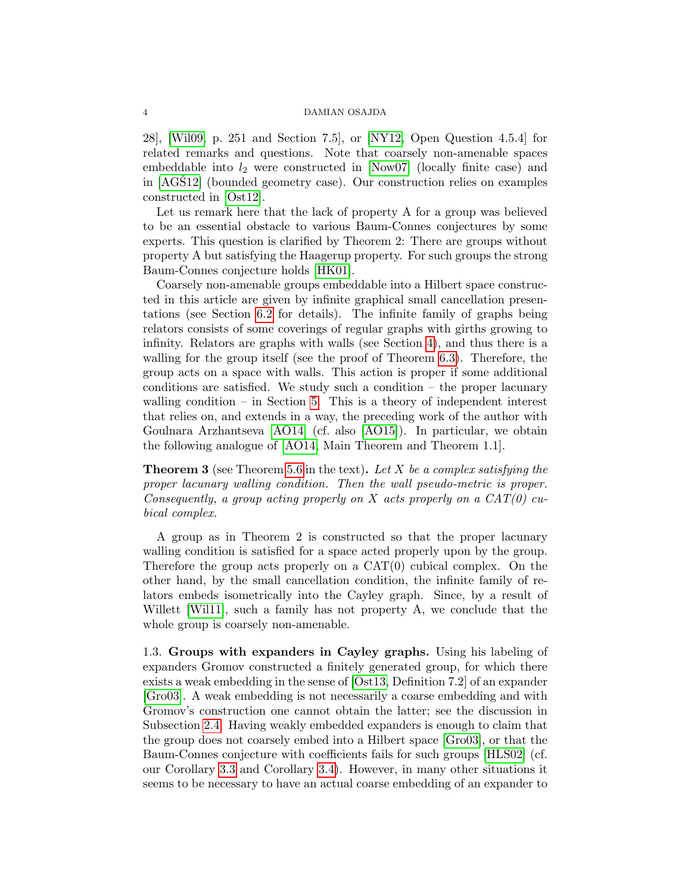28], [Wil09, p. 251 and Section 7.5], or [NY12, Open Question 4.5.4] for related remarks and questions. Note that coarsely non-amenable spaces embeddable into $l_2$ were constructed in [Now07] (locally finite case) and in [AGŠ12] (bounded geometry case). Our construction relies on examples constructed in [Ost12].

Let us remark here that the lack of property A for a group was believed to be an essential obstacle to various Baum-Connes conjectures by some experts. This question is clarified by Theorem 2: There are groups without property A but satisfying the Haagerup property. For such groups the strong Baum-Connes conjecture holds [HK01].

Coarsely non-amenable groups embeddable into a Hilbert space constructed in this article are given by infinite graphical small cancellation presentations (see Section 6.2 for details). The infinite family of graphs being relators consists of some coverings of regular graphs with girths growing to infinity. Relators are graphs with walls (see Section 4), and thus there is a walling for the group itself (see the proof of Theorem 6.3). Therefore, the group acts on a space with walls. This action is proper if some additional conditions are satisfied. We study such a condition – the proper lacunary walling condition – in Section 5. This is a theory of independent interest that relies on, and extends in a way, the preceding work of the author with Goulnara Arzhantseva [AO14] (cf. also [AO15]). In particular, we obtain the following analogue of [AO14, Main Theorem and Theorem 1.1].

**Theorem 3** (see Theorem 5.6 in the text)**.** *Let $X$ be a complex satisfying the proper lacunary walling condition. Then the wall pseudo-metric is proper. Consequently, a group acting properly on $X$ acts properly on a CAT(0) cubical complex.*

A group as in Theorem 2 is constructed so that the proper lacunary walling condition is satisfied for a space acted properly upon by the group. Therefore the group acts properly on a CAT(0) cubical complex. On the other hand, by the small cancellation condition, the infinite family of relators embeds isometrically into the Cayley graph. Since, by a result of Willett [Wil11], such a family has not property A, we conclude that the whole group is coarsely non-amenable.

1.3. **Groups with expanders in Cayley graphs.** Using his labeling of expanders Gromov constructed a finitely generated group, for which there exists a weak embedding in the sense of [Ost13, Definition 7.2] of an expander [Gro03]. A weak embedding is not necessarily a coarse embedding and with Gromov's construction one cannot obtain the latter; see the discussion in Subsection 2.4. Having weakly embedded expanders is enough to claim that the group does not coarsely embed into a Hilbert space [Gro03], or that the Baum-Connes conjecture with coefficients fails for such groups [HLS02] (cf. our Corollary 3.3 and Corollary 3.4). However, in many other situations it seems to be necessary to have an actual coarse embedding of an expander to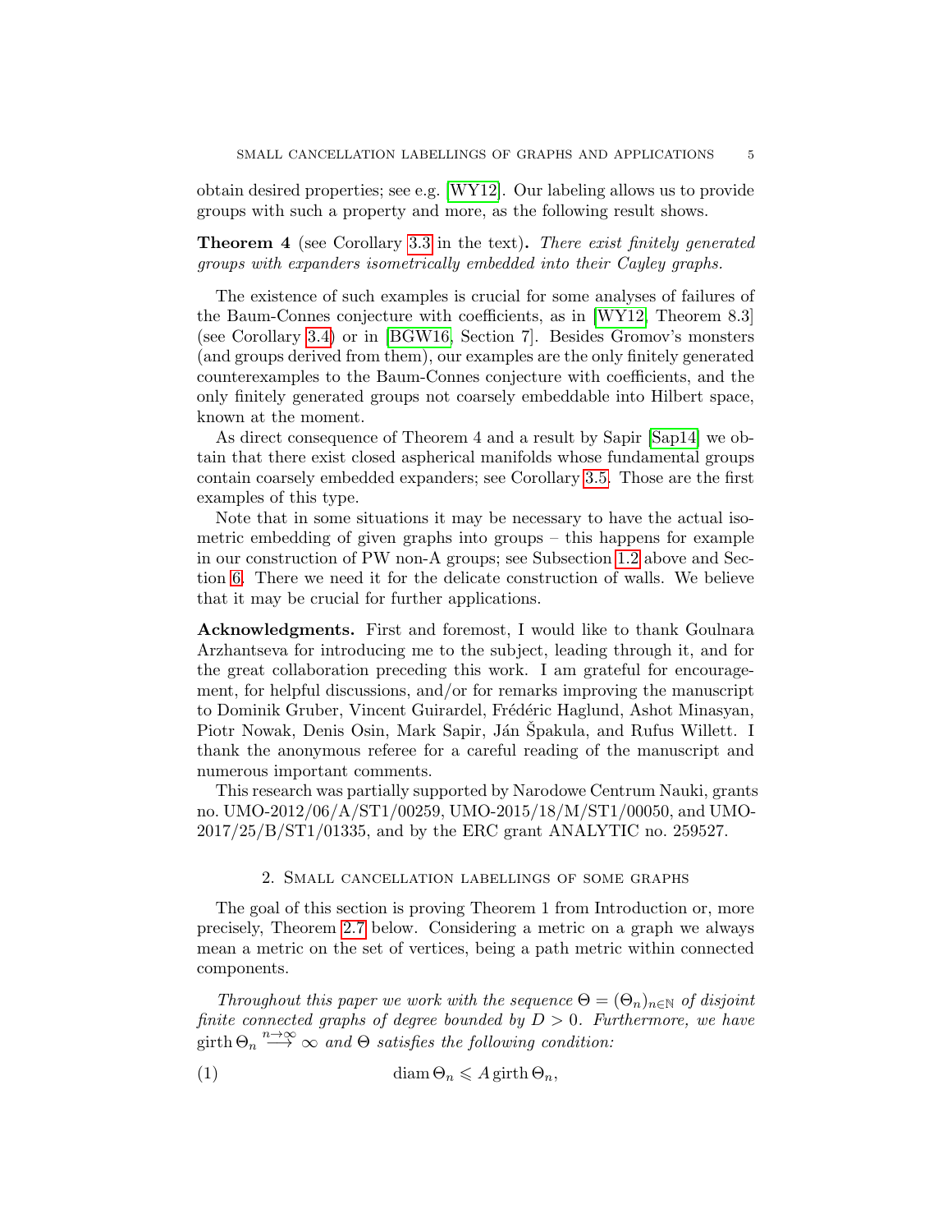obtain desired properties; see e.g. [WY12]. Our labeling allows us to provide groups with such a property and more, as the following result shows.

**Theorem 4** (see Corollary 3.3 in the text)**.** *There exist finitely generated groups with expanders isometrically embedded into their Cayley graphs.*

The existence of such examples is crucial for some analyses of failures of the Baum-Connes conjecture with coefficients, as in [WY12, Theorem 8.3] (see Corollary 3.4) or in [BGW16, Section 7]. Besides Gromov's monsters (and groups derived from them), our examples are the only finitely generated counterexamples to the Baum-Connes conjecture with coefficients, and the only finitely generated groups not coarsely embeddable into Hilbert space, known at the moment.

As direct consequence of Theorem 4 and a result by Sapir [Sap14] we obtain that there exist closed aspherical manifolds whose fundamental groups contain coarsely embedded expanders; see Corollary 3.5. Those are the first examples of this type.

Note that in some situations it may be necessary to have the actual isometric embedding of given graphs into groups – this happens for example in our construction of PW non-A groups; see Subsection 1.2 above and Section 6. There we need it for the delicate construction of walls. We believe that it may be crucial for further applications.

**Acknowledgments.** First and foremost, I would like to thank Goulnara Arzhantseva for introducing me to the subject, leading through it, and for the great collaboration preceding this work. I am grateful for encouragement, for helpful discussions, and/or for remarks improving the manuscript to Dominik Gruber, Vincent Guirardel, Frédéric Haglund, Ashot Minasyan, Piotr Nowak, Denis Osin, Mark Sapir, Ján Špakula, and Rufus Willett. I thank the anonymous referee for a careful reading of the manuscript and numerous important comments.

This research was partially supported by Narodowe Centrum Nauki, grants no. UMO-2012/06/A/ST1/00259, UMO-2015/18/M/ST1/00050, and UMO-2017/25/B/ST1/01335, and by the ERC grant ANALYTIC no. 259527.

## 2. Small cancellation labellings of some graphs

The goal of this section is proving Theorem 1 from Introduction or, more precisely, Theorem 2.7 below. Considering a metric on a graph we always mean a metric on the set of vertices, being a path metric within connected components.

*Throughout this paper we work with the sequence $\Theta = (\Theta_n)_{n\in\mathbb{N}}$ of disjoint finite connected graphs of degree bounded by $D > 0$. Furthermore, we have $\mathrm{girth}\,\Theta_n \overset{n\to\infty}{\longrightarrow} \infty$ and $\Theta$ satisfies the following condition:*

$$\mathrm{diam}\,\Theta_n \leqslant A\,\mathrm{girth}\,\Theta_n, \tag{1}$$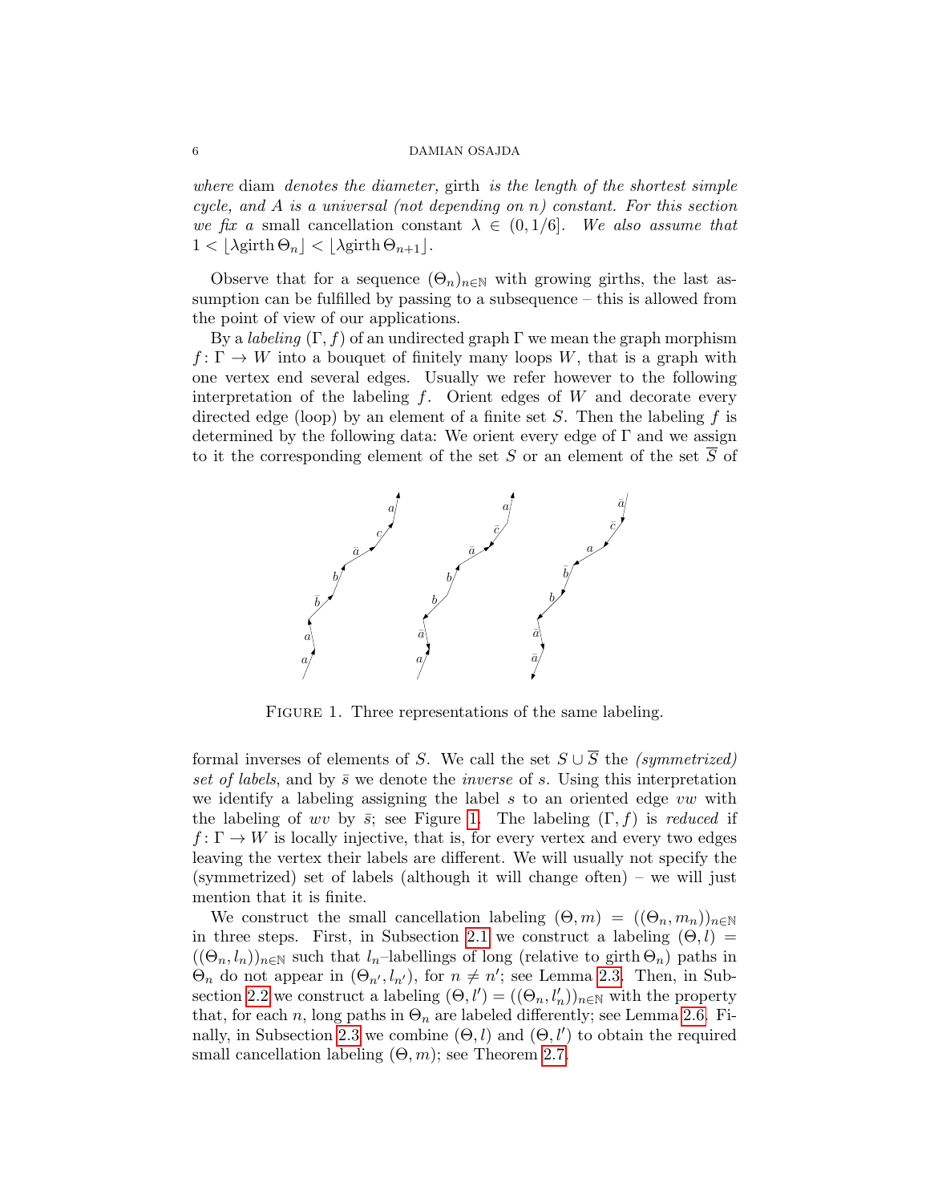*where* diam *denotes the diameter,* girth *is the length of the shortest simple cycle, and $A$ is a universal (not depending on $n$) constant. For this section we fix a* small cancellation constant $\lambda \in (0, 1/6]$. *We also assume that* $1 < \lfloor \lambda \mathrm{girth}\, \Theta_n \rfloor < \lfloor \lambda \mathrm{girth}\, \Theta_{n+1} \rfloor$.

Observe that for a sequence $(\Theta_n)_{n\in\mathbb{N}}$ with growing girths, the last assumption can be fulfilled by passing to a subsequence – this is allowed from the point of view of our applications.

By a *labeling* $(\Gamma, f)$ of an undirected graph $\Gamma$ we mean the graph morphism $f\colon \Gamma \to W$ into a bouquet of finitely many loops $W$, that is a graph with one vertex end several edges. Usually we refer however to the following interpretation of the labeling $f$. Orient edges of $W$ and decorate every directed edge (loop) by an element of a finite set $S$. Then the labeling $f$ is determined by the following data: We orient every edge of $\Gamma$ and we assign to it the corresponding element of the set $S$ or an element of the set $\overline{S}$ of formal inverses of elements of $S$. We call the set $S \cup \overline{S}$ the *(symmetrized) set of labels*, and by $\bar{s}$ we denote the *inverse* of $s$. Using this interpretation we identify a labeling assigning the label $s$ to an oriented edge $vw$ with the labeling of $wv$ by $\bar{s}$; see Figure 1. The labeling $(\Gamma, f)$ is *reduced* if $f\colon \Gamma \to W$ is locally injective, that is, for every vertex and every two edges leaving the vertex their labels are different. We will usually not specify the (symmetrized) set of labels (although it will change often) – we will just mention that it is finite.

FIGURE 1. Three representations of the same labeling.

We construct the small cancellation labeling $(\Theta, m) = ((\Theta_n, m_n))_{n\in\mathbb{N}}$ in three steps. First, in Subsection 2.1 we construct a labeling $(\Theta, l) = ((\Theta_n, l_n))_{n\in\mathbb{N}}$ such that $l_n$–labellings of long (relative to girth $\Theta_n$) paths in $\Theta_n$ do not appear in $(\Theta_{n'}, l_{n'})$, for $n \neq n'$; see Lemma 2.3. Then, in Subsection 2.2 we construct a labeling $(\Theta, l') = ((\Theta_n, l'_n))_{n\in\mathbb{N}}$ with the property that, for each $n$, long paths in $\Theta_n$ are labeled differently; see Lemma 2.6. Finally, in Subsection 2.3 we combine $(\Theta, l)$ and $(\Theta, l')$ to obtain the required small cancellation labeling $(\Theta, m)$; see Theorem 2.7.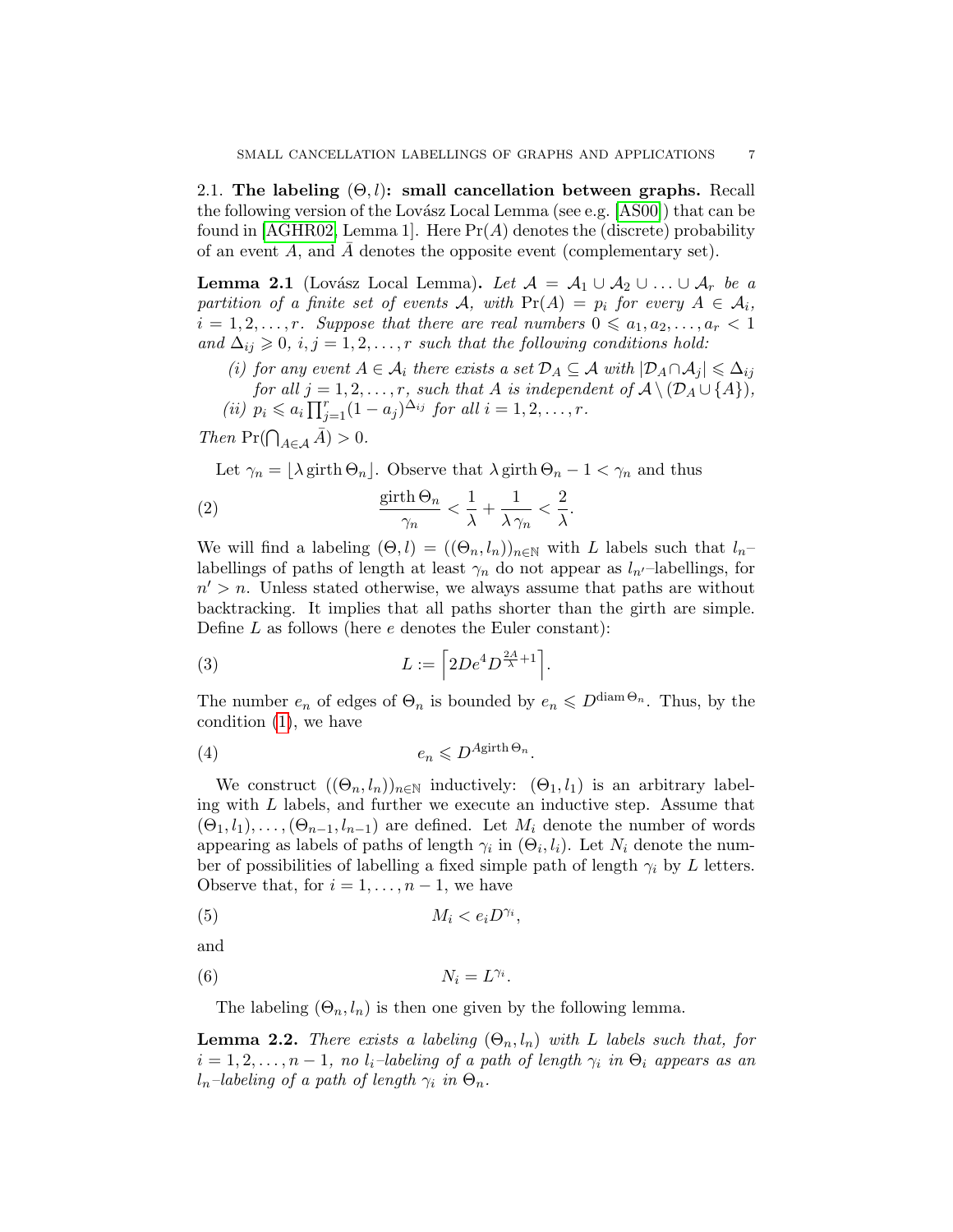2.1. **The labeling $(\Theta, l)$: small cancellation between graphs.** Recall the following version of the Lovász Local Lemma (see e.g. [AS00]) that can be found in [AGHR02, Lemma 1]. Here $\Pr(A)$ denotes the (discrete) probability of an event $A$, and $\bar{A}$ denotes the opposite event (complementary set).

**Lemma 2.1** (Lovász Local Lemma). *Let $\mathcal{A} = \mathcal{A}_1 \cup \mathcal{A}_2 \cup \ldots \cup \mathcal{A}_r$ be a partition of a finite set of events $\mathcal{A}$, with $\Pr(A) = p_i$ for every $A \in \mathcal{A}_i$, $i = 1, 2, \ldots, r$. Suppose that there are real numbers $0 \leqslant a_1, a_2, \ldots, a_r < 1$ and $\Delta_{ij} \geqslant 0$, $i, j = 1, 2, \ldots, r$ such that the following conditions hold:*

*(i) for any event $A \in \mathcal{A}_i$ there exists a set $\mathcal{D}_A \subseteq \mathcal{A}$ with $|\mathcal{D}_A \cap \mathcal{A}_j| \leqslant \Delta_{ij}$ for all $j = 1, 2, \ldots, r$, such that $A$ is independent of $\mathcal{A} \setminus (\mathcal{D}_A \cup \{A\})$,*

*(ii) $p_i \leqslant a_i \prod_{j=1}^{r} (1 - a_j)^{\Delta_{ij}}$ for all $i = 1, 2, \ldots, r$.*

*Then $\Pr(\bigcap_{A \in \mathcal{A}} \bar{A}) > 0$.*

Let $\gamma_n = \lfloor \lambda \operatorname{girth} \Theta_n \rfloor$. Observe that $\lambda \operatorname{girth} \Theta_n - 1 < \gamma_n$ and thus

$$\frac{\operatorname{girth} \Theta_n}{\gamma_n} < \frac{1}{\lambda} + \frac{1}{\lambda \, \gamma_n} < \frac{2}{\lambda}. \tag{2}$$

We will find a labeling $(\Theta, l) = ((\Theta_n, l_n))_{n \in \mathbb{N}}$ with $L$ labels such that $l_n$–labellings of paths of length at least $\gamma_n$ do not appear as $l_{n'}$–labellings, for $n' > n$. Unless stated otherwise, we always assume that paths are without backtracking. It implies that all paths shorter than the girth are simple. Define $L$ as follows (here $e$ denotes the Euler constant):

$$L := \left\lceil 2De^4 D^{\frac{2A}{\lambda}+1} \right\rceil. \tag{3}$$

The number $e_n$ of edges of $\Theta_n$ is bounded by $e_n \leqslant D^{\operatorname{diam} \Theta_n}$. Thus, by the condition (1), we have

$$e_n \leqslant D^{A \operatorname{girth} \Theta_n}. \tag{4}$$

We construct $((\Theta_n, l_n))_{n \in \mathbb{N}}$ inductively: $(\Theta_1, l_1)$ is an arbitrary labeling with $L$ labels, and further we execute an inductive step. Assume that $(\Theta_1, l_1), \ldots, (\Theta_{n-1}, l_{n-1})$ are defined. Let $M_i$ denote the number of words appearing as labels of paths of length $\gamma_i$ in $(\Theta_i, l_i)$. Let $N_i$ denote the number of possibilities of labelling a fixed simple path of length $\gamma_i$ by $L$ letters. Observe that, for $i = 1, \ldots, n-1$, we have

$$M_i < e_i D^{\gamma_i}, \tag{5}$$

and

$$N_i = L^{\gamma_i}. \tag{6}$$

The labeling $(\Theta_n, l_n)$ is then one given by the following lemma.

**Lemma 2.2.** *There exists a labeling $(\Theta_n, l_n)$ with $L$ labels such that, for $i = 1, 2, \ldots, n-1$, no $l_i$–labeling of a path of length $\gamma_i$ in $\Theta_i$ appears as an $l_n$–labeling of a path of length $\gamma_i$ in $\Theta_n$.*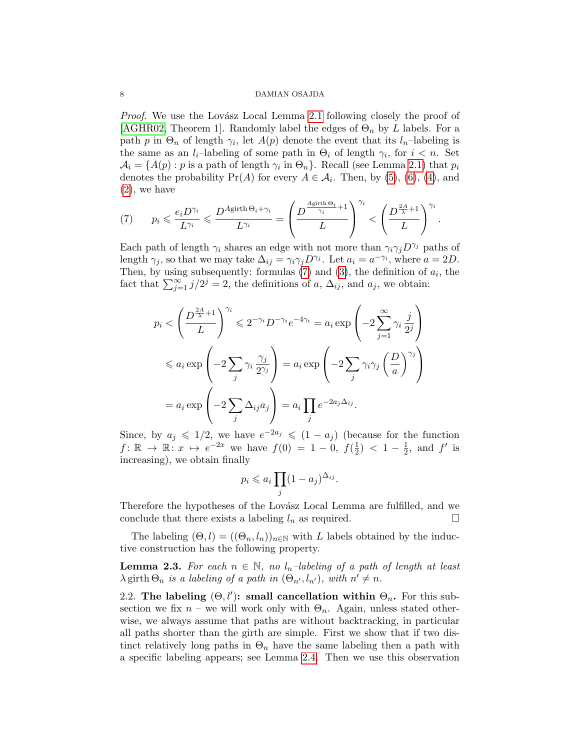*Proof.* We use the Lovász Local Lemma 2.1 following closely the proof of [AGHR02, Theorem 1]. Randomly label the edges of $\Theta_n$ by $L$ labels. For a path $p$ in $\Theta_n$ of length $\gamma_i$, let $A(p)$ denote the event that its $l_n$–labeling is the same as an $l_i$–labeling of some path in $\Theta_i$ of length $\gamma_i$, for $i < n$. Set $\mathcal{A}_i = \{A(p) : p \text{ is a path of length } \gamma_i \text{ in } \Theta_n\}$. Recall (see Lemma 2.1) that $p_i$ denotes the probability $\Pr(A)$ for every $A \in \mathcal{A}_i$. Then, by (5), (6), (4), and (2), we have

$$
(7) \qquad p_i \leqslant \frac{e_i D^{\gamma_i}}{L^{\gamma_i}} \leqslant \frac{D^{\operatorname{Agirth}\Theta_i + \gamma_i}}{L^{\gamma_i}} = \left( \frac{D^{\frac{\operatorname{Agirth}\Theta_i}{\gamma_i}+1}}{L} \right)^{\gamma_i} < \left( \frac{D^{\frac{2A}{\lambda}+1}}{L} \right)^{\gamma_i}.
$$

Each path of length $\gamma_i$ shares an edge with not more than $\gamma_i \gamma_j D^{\gamma_j}$ paths of length $\gamma_j$, so that we may take $\Delta_{ij} = \gamma_i \gamma_j D^{\gamma_j}$. Let $a_i = a^{-\gamma_i}$, where $a = 2D$. Then, by using subsequently: formulas (7) and (3), the definition of $a_i$, the fact that $\sum_{j=1}^{\infty} j/2^j = 2$, the definitions of $a$, $\Delta_{ij}$, and $a_j$, we obtain:

$$
\begin{aligned}
p_i &< \left( \frac{D^{\frac{2A}{\lambda}+1}}{L} \right)^{\gamma_i} \leqslant 2^{-\gamma_i} D^{-\gamma_i} e^{-4\gamma_i} = a_i \exp\left( -2 \sum_{j=1}^{\infty} \gamma_i \frac{j}{2^j} \right) \\
&\leqslant a_i \exp\left( -2 \sum_j \gamma_i \frac{\gamma_j}{2^{\gamma_j}} \right) = a_i \exp\left( -2 \sum_j \gamma_i \gamma_j \left( \frac{D}{a} \right)^{\gamma_j} \right) \\
&= a_i \exp\left( -2 \sum_j \Delta_{ij} a_j \right) = a_i \prod_j e^{-2 a_j \Delta_{ij}}.
\end{aligned}
$$

Since, by $a_j \leqslant 1/2$, we have $e^{-2a_j} \leqslant (1 - a_j)$ (because for the function $f\colon \mathbb{R} \to \mathbb{R}\colon x \mapsto e^{-2x}$ we have $f(0) = 1 - 0$, $f(\frac{1}{2}) < 1 - \frac{1}{2}$, and $f'$ is increasing), we obtain finally

$$
p_i \leqslant a_i \prod_j (1 - a_j)^{\Delta_{ij}}.
$$

Therefore the hypotheses of the Lovász Local Lemma are fulfilled, and we conclude that there exists a labeling $l_n$ as required. $\square$

The labeling $(\Theta, l) = ((\Theta_n, l_n))_{n \in \mathbb{N}}$ with $L$ labels obtained by the inductive construction has the following property.

**Lemma 2.3.** *For each $n \in \mathbb{N}$, no $l_n$–labeling of a path of length at least $\lambda \operatorname{girth}\Theta_n$ is a labeling of a path in $(\Theta_{n'}, l_{n'})$, with $n' \neq n$.*

2.2. **The labeling $(\Theta, l')$: small cancellation within $\Theta_n$.** For this subsection we fix $n$ – we will work only with $\Theta_n$. Again, unless stated otherwise, we always assume that paths are without backtracking, in particular all paths shorter than the girth are simple. First we show that if two distinct relatively long paths in $\Theta_n$ have the same labeling then a path with a specific labeling appears; see Lemma 2.4. Then we use this observation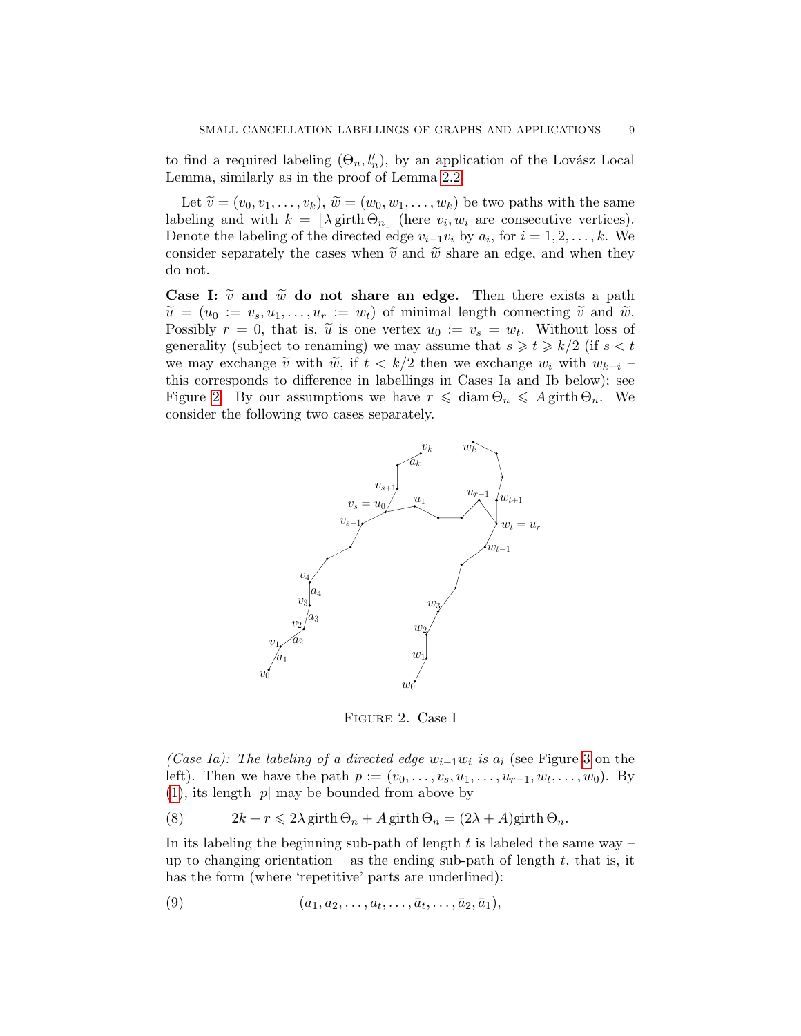to find a required labeling $(\Theta_n, l'_n)$, by an application of the Lovász Local Lemma, similarly as in the proof of Lemma 2.2.

Let $\widetilde{v} = (v_0, v_1, \ldots, v_k)$, $\widetilde{w} = (w_0, w_1, \ldots, w_k)$ be two paths with the same labeling and with $k = \lfloor \lambda \operatorname{girth} \Theta_n \rfloor$ (here $v_i, w_i$ are consecutive vertices). Denote the labeling of the directed edge $v_{i-1}v_i$ by $a_i$, for $i = 1, 2, \ldots, k$. We consider separately the cases when $\widetilde{v}$ and $\widetilde{w}$ share an edge, and when they do not.

**Case I: $\widetilde{v}$ and $\widetilde{w}$ do not share an edge.** Then there exists a path $\widetilde{u} = (u_0 := v_s, u_1, \ldots, u_r := w_t)$ of minimal length connecting $\widetilde{v}$ and $\widetilde{w}$. Possibly $r = 0$, that is, $\widetilde{u}$ is one vertex $u_0 := v_s = w_t$. Without loss of generality (subject to renaming) we may assume that $s \geqslant t \geqslant k/2$ (if $s < t$ we may exchange $\widetilde{v}$ with $\widetilde{w}$, if $t < k/2$ then we exchange $w_i$ with $w_{k-i}$ – this corresponds to difference in labellings in Cases Ia and Ib below); see Figure 2. By our assumptions we have $r \leqslant \operatorname{diam} \Theta_n \leqslant A \operatorname{girth} \Theta_n$. We consider the following two cases separately.

Figure 2. Case I

*(Case Ia): The labeling of a directed edge $w_{i-1}w_i$ is $a_i$* (see Figure 3 on the left). Then we have the path $p := (v_0, \ldots, v_s, u_1, \ldots, u_{r-1}, w_t, \ldots, w_0)$. By (1), its length $|p|$ may be bounded from above by

$$2k + r \leqslant 2\lambda \operatorname{girth} \Theta_n + A \operatorname{girth} \Theta_n = (2\lambda + A)\operatorname{girth} \Theta_n. \tag{8}$$

In its labeling the beginning sub-path of length $t$ is labeled the same way – up to changing orientation – as the ending sub-path of length $t$, that is, it has the form (where 'repetitive' parts are underlined):

$$(\underline{a_1, a_2, \ldots, a_t}, \ldots, \underline{\bar{a}_t, \ldots, \bar{a}_2, \bar{a}_1}), \tag{9}$$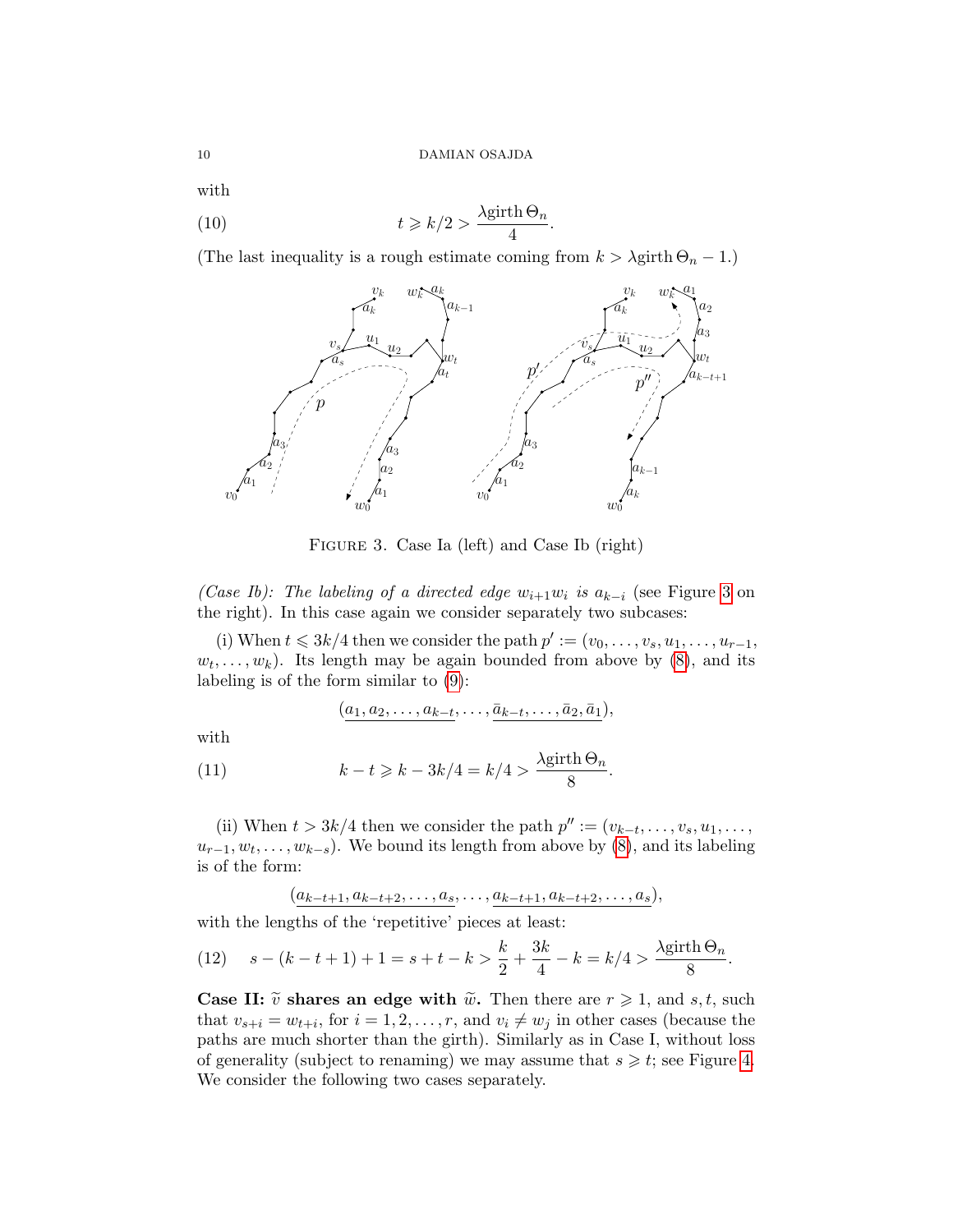with

$$t \geqslant k/2 > \frac{\lambda \mathrm{girth}\, \Theta_n}{4}. \tag{10}$$

(The last inequality is a rough estimate coming from $k > \lambda \mathrm{girth}\, \Theta_n - 1$.)

Figure 3. Case Ia (left) and Case Ib (right)

*(Case Ib): The labeling of a directed edge $w_{i+1}w_i$ is $a_{k-i}$* (see Figure 3 on the right). In this case again we consider separately two subcases:

(i) When $t \leqslant 3k/4$ then we consider the path $p' := (v_0, \ldots, v_s, u_1, \ldots, u_{r-1}, w_t, \ldots, w_k)$. Its length may be again bounded from above by (8), and its labeling is of the form similar to (9):

$$(\underline{a_1, a_2, \ldots, a_{k-t}}, \ldots, \underline{\bar{a}_{k-t}, \ldots, \bar{a}_2, \bar{a}_1}),$$

with

$$k - t \geqslant k - 3k/4 = k/4 > \frac{\lambda \mathrm{girth}\, \Theta_n}{8}. \tag{11}$$

(ii) When $t > 3k/4$ then we consider the path $p'' := (v_{k-t}, \ldots, v_s, u_1, \ldots, u_{r-1}, w_t, \ldots, w_{k-s})$. We bound its length from above by (8), and its labeling is of the form:

$$(\underline{a_{k-t+1}, a_{k-t+2}, \ldots, a_s}, \ldots, \underline{a_{k-t+1}, a_{k-t+2}, \ldots, a_s}),$$

with the lengths of the 'repetitive' pieces at least:

$$s - (k - t + 1) + 1 = s + t - k > \frac{k}{2} + \frac{3k}{4} - k = k/4 > \frac{\lambda \mathrm{girth}\, \Theta_n}{8}. \tag{12}$$

**Case II: $\widetilde{v}$ shares an edge with $\widetilde{w}$.** Then there are $r \geqslant 1$, and $s, t$, such that $v_{s+i} = w_{t+i}$, for $i = 1, 2, \ldots, r$, and $v_i \neq w_j$ in other cases (because the paths are much shorter than the girth). Similarly as in Case I, without loss of generality (subject to renaming) we may assume that $s \geqslant t$; see Figure 4. We consider the following two cases separately.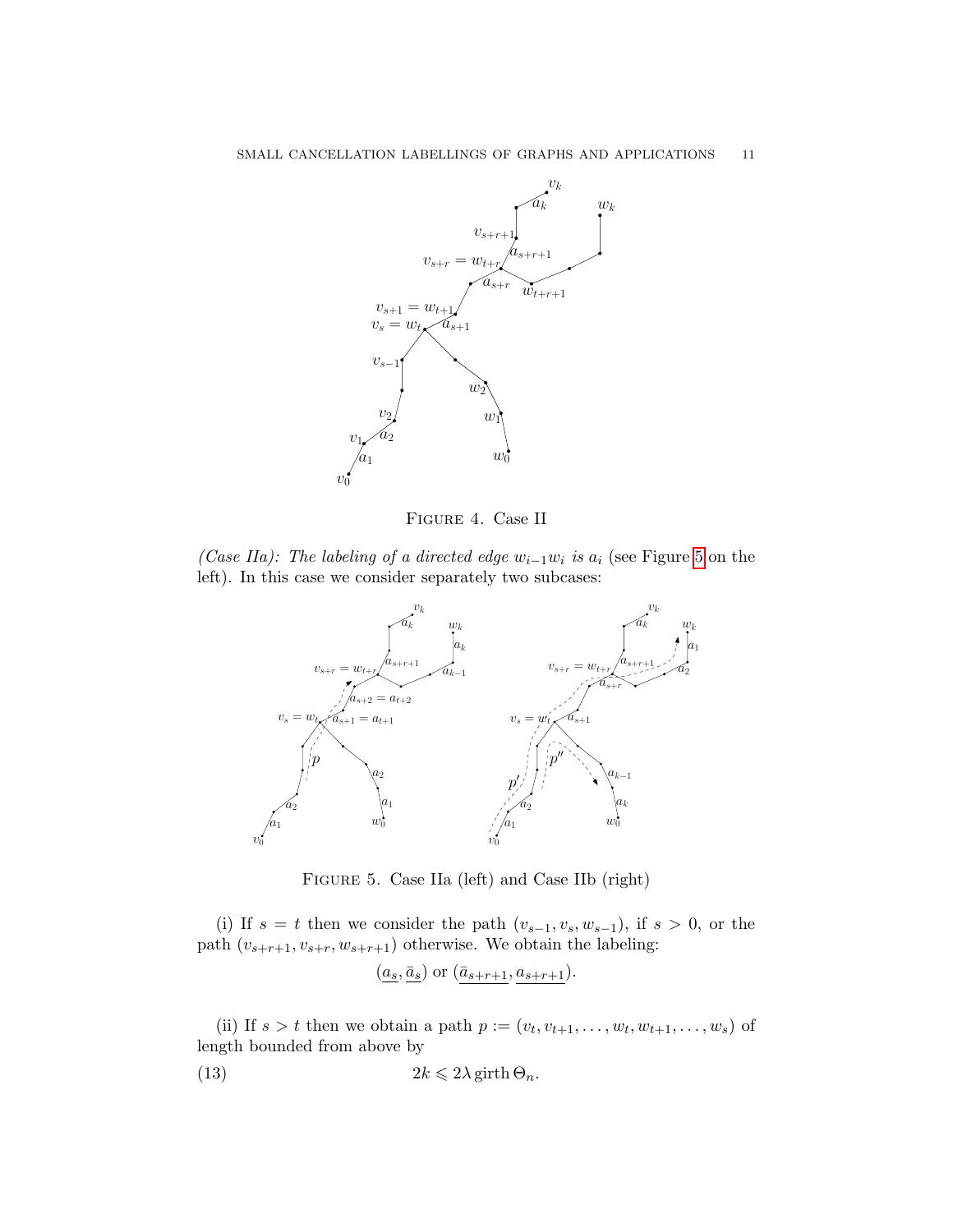Figure 4. Case II

*(Case IIa): The labeling of a directed edge $w_{i-1}w_i$ is $a_i$* (see Figure 5 on the left). In this case we consider separately two subcases:

Figure 5. Case IIa (left) and Case IIb (right)

(i) If $s = t$ then we consider the path $(v_{s-1}, v_s, w_{s-1})$, if $s > 0$, or the path $(v_{s+r+1}, v_{s+r}, w_{s+r+1})$ otherwise. We obtain the labeling:

$$(\underline{a_s}, \underline{\bar{a}_s}) \text{ or } (\underline{\bar{a}_{s+r+1}}, \underline{a_{s+r+1}}).$$

(ii) If $s > t$ then we obtain a path $p := (v_t, v_{t+1}, \ldots, w_t, w_{t+1}, \ldots, w_s)$ of length bounded from above by

$$2k \leqslant 2\lambda \operatorname{girth} \Theta_n. \tag{13}$$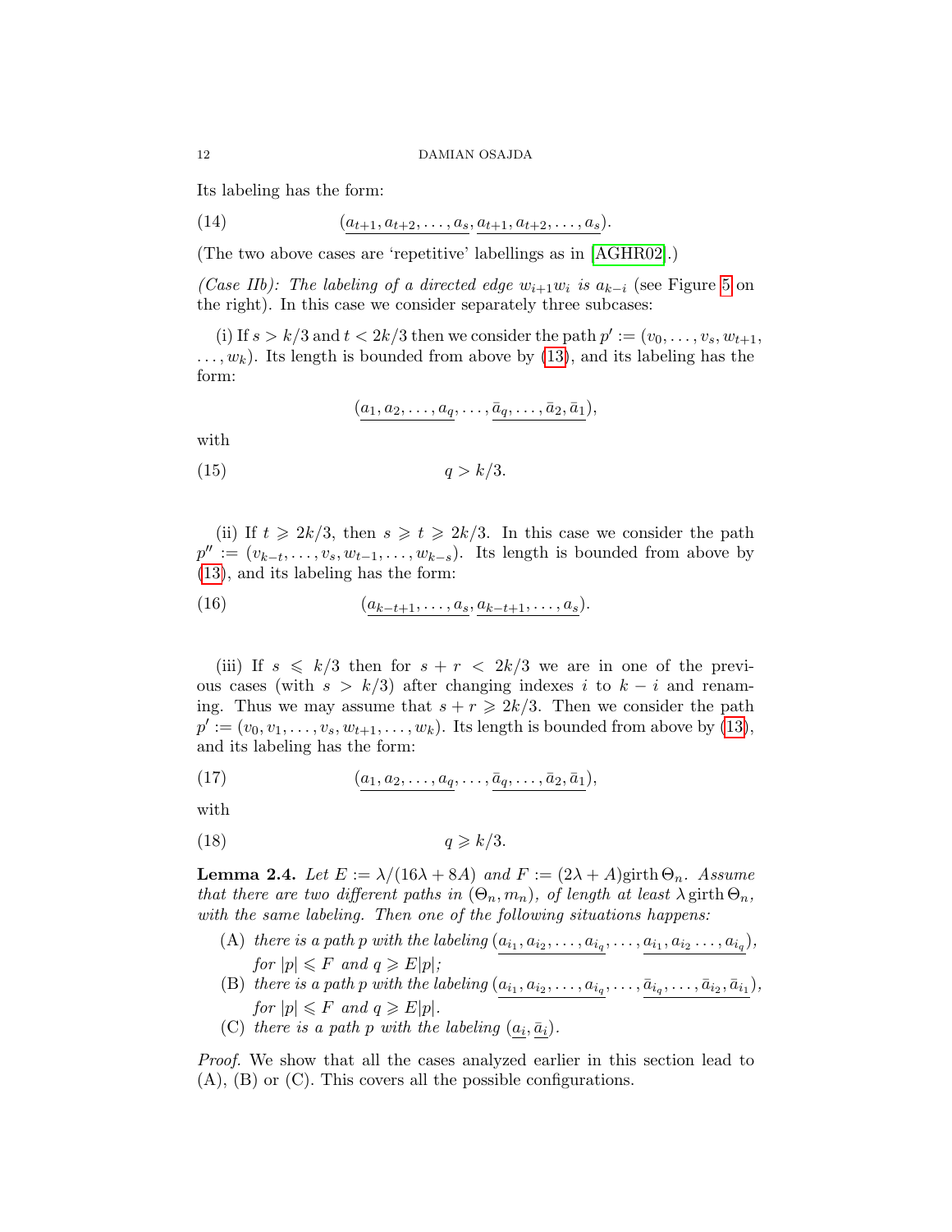Its labeling has the form:

$$(\underline{a_{t+1}, a_{t+2}, \dots, a_s}, \underline{a_{t+1}, a_{t+2}, \dots, a_s}). \tag{14}$$

(The two above cases are 'repetitive' labellings as in [AGHR02].)

*(Case IIb): The labeling of a directed edge $w_{i+1}w_i$ is $a_{k-i}$* (see Figure 5 on the right). In this case we consider separately three subcases:

(i) If $s > k/3$ and $t < 2k/3$ then we consider the path $p' := (v_0, \dots, v_s, w_{t+1}, \dots, w_k)$. Its length is bounded from above by (13), and its labeling has the form:

$$(\underline{a_1, a_2, \dots, a_q}, \dots, \underline{\bar{a}_q, \dots, \bar{a}_2, \bar{a}_1}),$$

with

$$q > k/3. \tag{15}$$

(ii) If $t \geqslant 2k/3$, then $s \geqslant t \geqslant 2k/3$. In this case we consider the path $p'' := (v_{k-t}, \dots, v_s, w_{t-1}, \dots, w_{k-s})$. Its length is bounded from above by (13), and its labeling has the form:

$$(\underline{a_{k-t+1}, \dots, a_s}, \underline{a_{k-t+1}, \dots, a_s}). \tag{16}$$

(iii) If $s \leqslant k/3$ then for $s + r < 2k/3$ we are in one of the previous cases (with $s > k/3$) after changing indexes $i$ to $k - i$ and renaming. Thus we may assume that $s + r \geqslant 2k/3$. Then we consider the path $p' := (v_0, v_1, \dots, v_s, w_{t+1}, \dots, w_k)$. Its length is bounded from above by (13), and its labeling has the form:

$$(\underline{a_1, a_2, \dots, a_q}, \dots, \underline{\bar{a}_q, \dots, \bar{a}_2, \bar{a}_1}), \tag{17}$$

with

$$q \geqslant k/3. \tag{18}$$

**Lemma 2.4.** *Let $E := \lambda/(16\lambda + 8A)$ and $F := (2\lambda + A)\operatorname{girth}\Theta_n$. Assume that there are two different paths in $(\Theta_n, m_n)$, of length at least $\lambda \operatorname{girth}\Theta_n$, with the same labeling. Then one of the following situations happens:*

- (A) *there is a path $p$ with the labeling $(\underline{a_{i_1}, a_{i_2}, \dots, a_{i_q}}, \dots, \underline{a_{i_1}, a_{i_2} \dots, a_{i_q}})$, for $|p| \leqslant F$ and $q \geqslant E|p|$;*
- (B) *there is a path $p$ with the labeling $(\underline{a_{i_1}, a_{i_2}, \dots, a_{i_q}}, \dots, \underline{\bar{a}_{i_q}, \dots, \bar{a}_{i_2}, \bar{a}_{i_1}})$, for $|p| \leqslant F$ and $q \geqslant E|p|$.*
- (C) *there is a path $p$ with the labeling $(\underline{a_i}, \underline{\bar{a}_i})$.*

*Proof.* We show that all the cases analyzed earlier in this section lead to (A), (B) or (C). This covers all the possible configurations.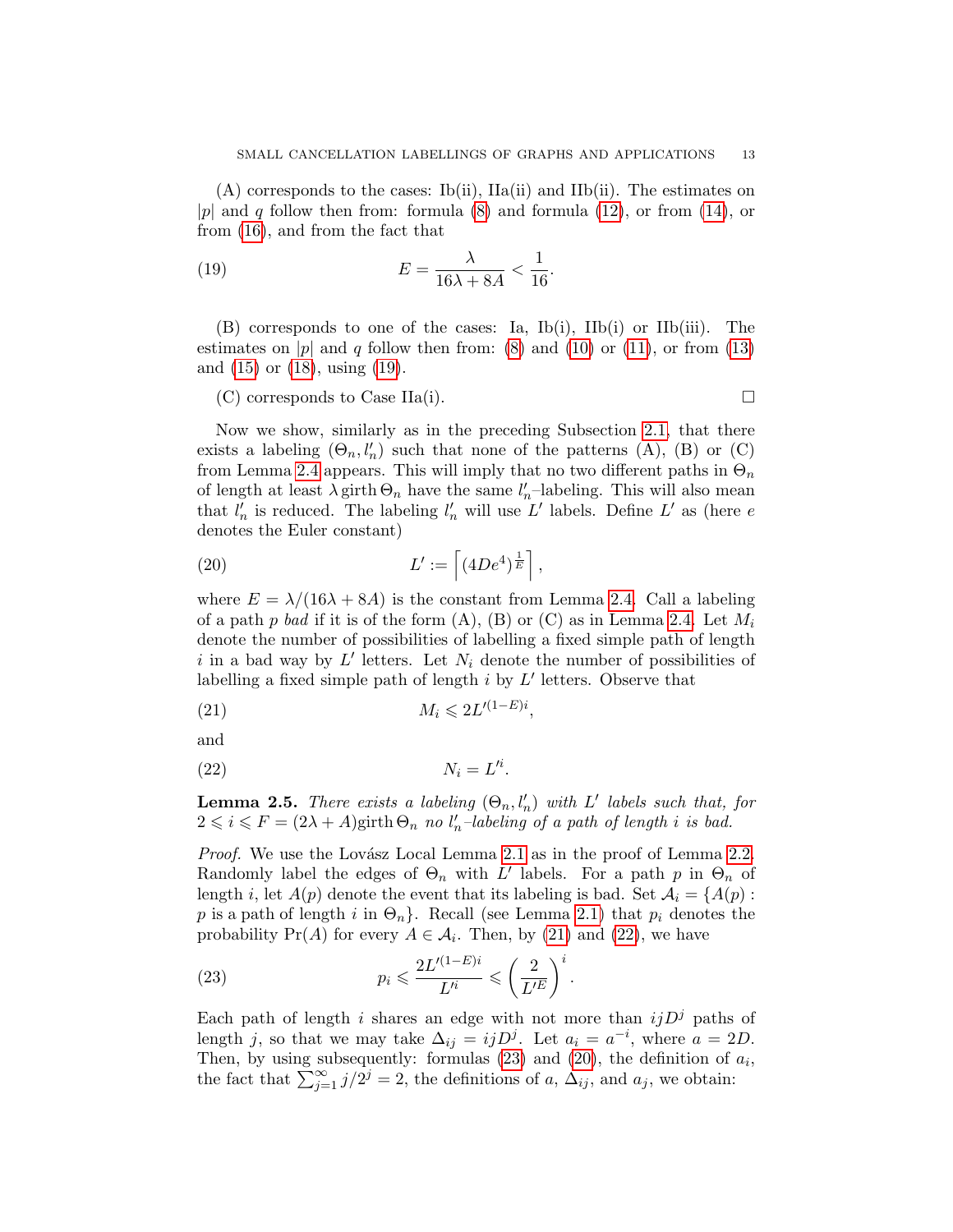(A) corresponds to the cases: Ib(ii), IIa(ii) and IIb(ii). The estimates on $|p|$ and $q$ follow then from: formula (8) and formula (12), or from (14), or from (16), and from the fact that

$$E = \frac{\lambda}{16\lambda + 8A} < \frac{1}{16}. \tag{19}$$

(B) corresponds to one of the cases: Ia, Ib(i), IIb(i) or IIb(iii). The estimates on $|p|$ and $q$ follow then from: (8) and (10) or (11), or from (13) and (15) or (18), using (19).

(C) corresponds to Case IIa(i). □

Now we show, similarly as in the preceding Subsection 2.1, that there exists a labeling $(\Theta_n, l'_n)$ such that none of the patterns (A), (B) or (C) from Lemma 2.4 appears. This will imply that no two different paths in $\Theta_n$ of length at least $\lambda \operatorname{girth} \Theta_n$ have the same $l'_n$–labeling. This will also mean that $l'_n$ is reduced. The labeling $l'_n$ will use $L'$ labels. Define $L'$ as (here $e$ denotes the Euler constant)

$$L' := \left\lceil (4De^4)^{\frac{1}{E}} \right\rceil, \tag{20}$$

where $E = \lambda/(16\lambda + 8A)$ is the constant from Lemma 2.4. Call a labeling of a path $p$ *bad* if it is of the form (A), (B) or (C) as in Lemma 2.4. Let $M_i$ denote the number of possibilities of labelling a fixed simple path of length $i$ in a bad way by $L'$ letters. Let $N_i$ denote the number of possibilities of labelling a fixed simple path of length $i$ by $L'$ letters. Observe that

$$M_i \leqslant 2L'^{(1-E)i}, \tag{21}$$

and

$$N_i = L'^i. \tag{22}$$

**Lemma 2.5.** *There exists a labeling $(\Theta_n, l'_n)$ with $L'$ labels such that, for $2 \leqslant i \leqslant F = (2\lambda + A)\operatorname{girth} \Theta_n$ no $l'_n$–labeling of a path of length $i$ is bad.*

*Proof.* We use the Lovász Local Lemma 2.1 as in the proof of Lemma 2.2. Randomly label the edges of $\Theta_n$ with $L'$ labels. For a path $p$ in $\Theta_n$ of length $i$, let $A(p)$ denote the event that its labeling is bad. Set $\mathcal{A}_i = \{A(p) :$ $p$ is a path of length $i$ in $\Theta_n\}$. Recall (see Lemma 2.1) that $p_i$ denotes the probability $\Pr(A)$ for every $A \in \mathcal{A}_i$. Then, by (21) and (22), we have

$$p_i \leqslant \frac{2L'^{(1-E)i}}{L'^i} \leqslant \left(\frac{2}{L'^E}\right)^i. \tag{23}$$

Each path of length $i$ shares an edge with not more than $ijD^j$ paths of length $j$, so that we may take $\Delta_{ij} = ijD^j$. Let $a_i = a^{-i}$, where $a = 2D$. Then, by using subsequently: formulas (23) and (20), the definition of $a_i$, the fact that $\sum_{j=1}^{\infty} j/2^j = 2$, the definitions of $a$, $\Delta_{ij}$, and $a_j$, we obtain: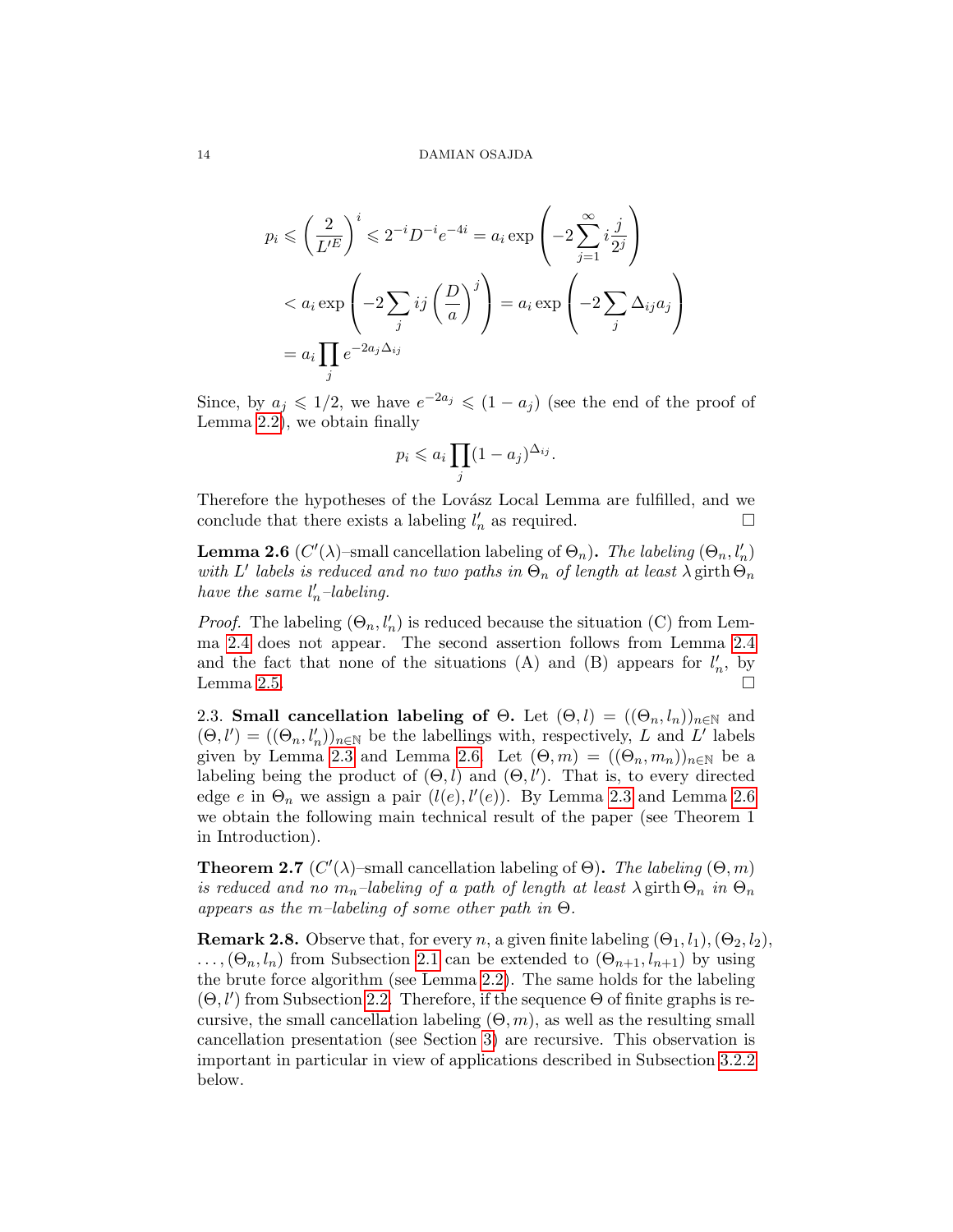$$
\begin{aligned}
p_i &\leqslant \left(\frac{2}{L'^E}\right)^i \leqslant 2^{-i}D^{-i}e^{-4i} = a_i \exp\left(-2\sum_{j=1}^{\infty} i\frac{j}{2^j}\right) \\
&< a_i \exp\left(-2\sum_j ij\left(\frac{D}{a}\right)^j\right) = a_i \exp\left(-2\sum_j \Delta_{ij} a_j\right) \\
&= a_i \prod_j e^{-2a_j\Delta_{ij}}
\end{aligned}
$$

Since, by $a_j \leqslant 1/2$, we have $e^{-2a_j} \leqslant (1-a_j)$ (see the end of the proof of Lemma 2.2), we obtain finally

$$
p_i \leqslant a_i \prod_j (1-a_j)^{\Delta_{ij}}.
$$

Therefore the hypotheses of the Lovász Local Lemma are fulfilled, and we conclude that there exists a labeling $l_n'$ as required. □

**Lemma 2.6** ($C'(\lambda)$–small cancellation labeling of $\Theta_n$)**.** *The labeling $(\Theta_n, l_n')$ with $L'$ labels is reduced and no two paths in $\Theta_n$ of length at least $\lambda \operatorname{girth} \Theta_n$ have the same $l_n'$–labeling.*

*Proof.* The labeling $(\Theta_n, l_n')$ is reduced because the situation (C) from Lemma 2.4 does not appear. The second assertion follows from Lemma 2.4 and the fact that none of the situations (A) and (B) appears for $l_n'$, by Lemma 2.5. □

2.3. **Small cancellation labeling of $\Theta$.** Let $(\Theta, l) = ((\Theta_n, l_n))_{n\in\mathbb{N}}$ and $(\Theta, l') = ((\Theta_n, l_n'))_{n\in\mathbb{N}}$ be the labellings with, respectively, $L$ and $L'$ labels given by Lemma 2.3 and Lemma 2.6. Let $(\Theta, m) = ((\Theta_n, m_n))_{n\in\mathbb{N}}$ be a labeling being the product of $(\Theta, l)$ and $(\Theta, l')$. That is, to every directed edge $e$ in $\Theta_n$ we assign a pair $(l(e), l'(e))$. By Lemma 2.3 and Lemma 2.6 we obtain the following main technical result of the paper (see Theorem 1 in Introduction).

**Theorem 2.7** ($C'(\lambda)$–small cancellation labeling of $\Theta$)**.** *The labeling $(\Theta, m)$ is reduced and no $m_n$–labeling of a path of length at least $\lambda \operatorname{girth} \Theta_n$ in $\Theta_n$ appears as the $m$–labeling of some other path in $\Theta$.*

**Remark 2.8.** Observe that, for every $n$, a given finite labeling $(\Theta_1, l_1), (\Theta_2, l_2), \ldots, (\Theta_n, l_n)$ from Subsection 2.1 can be extended to $(\Theta_{n+1}, l_{n+1})$ by using the brute force algorithm (see Lemma 2.2). The same holds for the labeling $(\Theta, l')$ from Subsection 2.2. Therefore, if the sequence $\Theta$ of finite graphs is recursive, the small cancellation labeling $(\Theta, m)$, as well as the resulting small cancellation presentation (see Section 3) are recursive. This observation is important in particular in view of applications described in Subsection 3.2.2 below.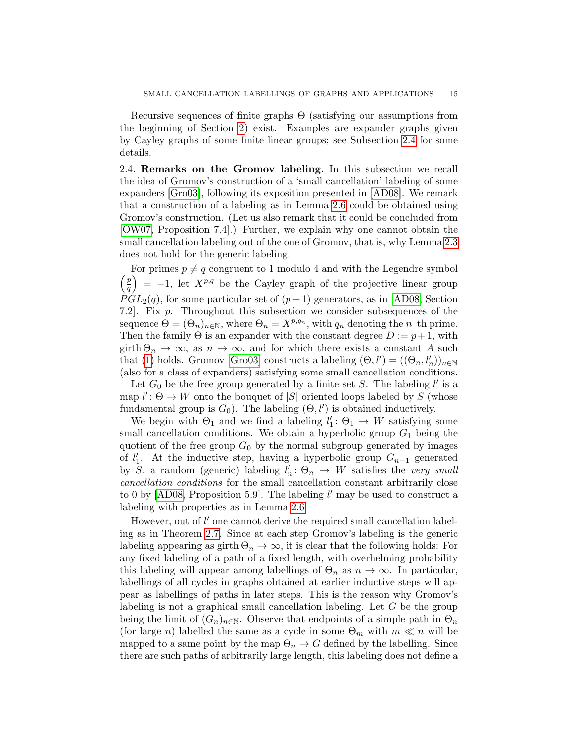Recursive sequences of finite graphs Θ (satisfying our assumptions from the beginning of Section 2) exist. Examples are expander graphs given by Cayley graphs of some finite linear groups; see Subsection 2.4 for some details.

### 2.4. Remarks on the Gromov labeling.

In this subsection we recall the idea of Gromov's construction of a 'small cancellation' labeling of some expanders [Gro03], following its exposition presented in [AD08]. We remark that a construction of a labeling as in Lemma 2.6 could be obtained using Gromov's construction. (Let us also remark that it could be concluded from [OW07, Proposition 7.4].) Further, we explain why one cannot obtain the small cancellation labeling out of the one of Gromov, that is, why Lemma 2.3 does not hold for the generic labeling.

For primes $p \neq q$ congruent to 1 modulo 4 and with the Legendre symbol $\left(\frac{p}{q}\right) = -1$, let $X^{p,q}$ be the Cayley graph of the projective linear group $PGL_2(q)$, for some particular set of $(p+1)$ generators, as in [AD08, Section 7.2]. Fix $p$. Throughout this subsection we consider subsequences of the sequence $\Theta = (\Theta_n)_{n\in\mathbb{N}}$, where $\Theta_n = X^{p,q_n}$, with $q_n$ denoting the $n$–th prime. Then the family Θ is an expander with the constant degree $D := p+1$, with $\operatorname{girth}\Theta_n \to \infty$, as $n \to \infty$, and for which there exists a constant $A$ such that (1) holds. Gromov [Gro03] constructs a labeling $(\Theta, l') = ((\Theta_n, l'_n))_{n\in\mathbb{N}}$ (also for a class of expanders) satisfying some small cancellation conditions.

Let $G_0$ be the free group generated by a finite set $S$. The labeling $l'$ is a map $l' \colon \Theta \to W$ onto the bouquet of $|S|$ oriented loops labeled by $S$ (whose fundamental group is $G_0$). The labeling $(\Theta, l')$ is obtained inductively.

We begin with $\Theta_1$ and we find a labeling $l'_1 \colon \Theta_1 \to W$ satisfying some small cancellation conditions. We obtain a hyperbolic group $G_1$ being the quotient of the free group $G_0$ by the normal subgroup generated by images of $l'_1$. At the inductive step, having a hyperbolic group $G_{n-1}$ generated by $S$, a random (generic) labeling $l'_n \colon \Theta_n \to W$ satisfies the *very small cancellation conditions* for the small cancellation constant arbitrarily close to 0 by [AD08, Proposition 5.9]. The labeling $l'$ may be used to construct a labeling with properties as in Lemma 2.6.

However, out of $l'$ one cannot derive the required small cancellation labeling as in Theorem 2.7. Since at each step Gromov's labeling is the generic labeling appearing as $\operatorname{girth}\Theta_n \to \infty$, it is clear that the following holds: For any fixed labeling of a path of a fixed length, with overhelming probability this labeling will appear among labellings of $\Theta_n$ as $n \to \infty$. In particular, labellings of all cycles in graphs obtained at earlier inductive steps will appear as labellings of paths in later steps. This is the reason why Gromov's labeling is not a graphical small cancellation labeling. Let $G$ be the group being the limit of $(G_n)_{n\in\mathbb{N}}$. Observe that endpoints of a simple path in $\Theta_n$ (for large $n$) labelled the same as a cycle in some $\Theta_m$ with $m \ll n$ will be mapped to a same point by the map $\Theta_n \to G$ defined by the labelling. Since there are such paths of arbitrarily large length, this labeling does not define a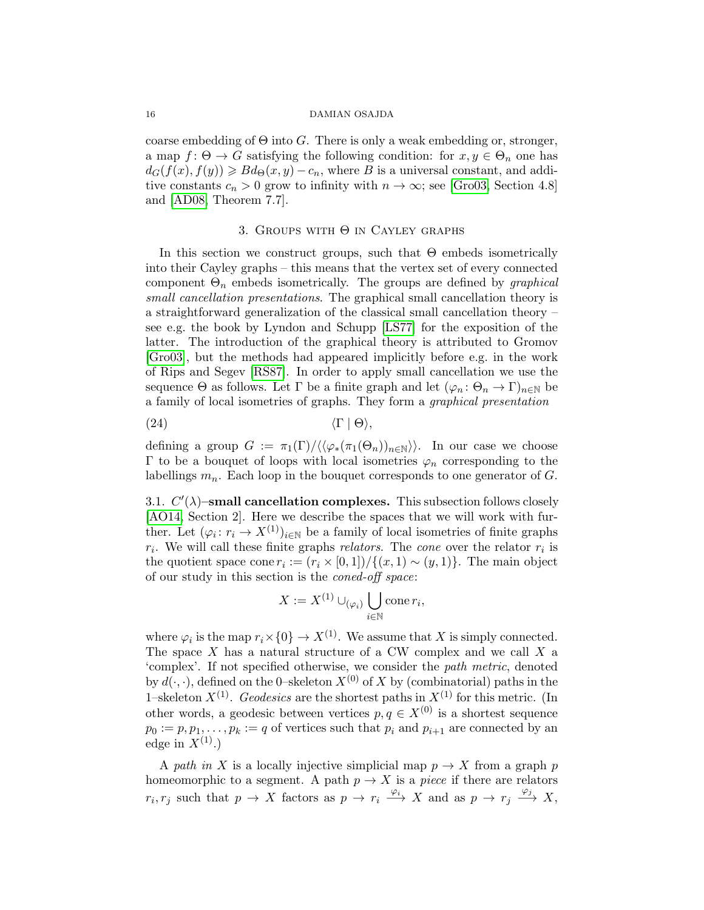coarse embedding of $\Theta$ into $G$. There is only a weak embedding or, stronger, a map $f\colon \Theta \to G$ satisfying the following condition: for $x, y \in \Theta_n$ one has $d_G(f(x), f(y)) \geqslant B d_\Theta(x, y) - c_n$, where $B$ is a universal constant, and additive constants $c_n > 0$ grow to infinity with $n \to \infty$; see [Gro03, Section 4.8] and [AD08, Theorem 7.7].

## 3. Groups with $\Theta$ in Cayley graphs

In this section we construct groups, such that $\Theta$ embeds isometrically into their Cayley graphs – this means that the vertex set of every connected component $\Theta_n$ embeds isometrically. The groups are defined by *graphical small cancellation presentations*. The graphical small cancellation theory is a straightforward generalization of the classical small cancellation theory – see e.g. the book by Lyndon and Schupp [LS77] for the exposition of the latter. The introduction of the graphical theory is attributed to Gromov [Gro03], but the methods had appeared implicitly before e.g. in the work of Rips and Segev [RS87]. In order to apply small cancellation we use the sequence $\Theta$ as follows. Let $\Gamma$ be a finite graph and let $(\varphi_n\colon \Theta_n \to \Gamma)_{n\in\mathbb{N}}$ be a family of local isometries of graphs. They form a *graphical presentation*

$$\langle \Gamma \mid \Theta \rangle, \tag{24}$$

defining a group $G := \pi_1(\Gamma)/\langle\langle \varphi_*(\pi_1(\Theta_n))_{n\in\mathbb{N}}\rangle\rangle$. In our case we choose $\Gamma$ to be a bouquet of loops with local isometries $\varphi_n$ corresponding to the labellings $m_n$. Each loop in the bouquet corresponds to one generator of $G$.

3.1. **$C'(\lambda)$–small cancellation complexes.** This subsection follows closely [AO14, Section 2]. Here we describe the spaces that we will work with further. Let $(\varphi_i\colon r_i \to X^{(1)})_{i\in\mathbb{N}}$ be a family of local isometries of finite graphs $r_i$. We will call these finite graphs *relators*. The *cone* over the relator $r_i$ is the quotient space $\mathrm{cone}\, r_i := (r_i \times [0,1])/\{(x,1) \sim (y,1)\}$. The main object of our study in this section is the *coned-off space*:

$$X := X^{(1)} \cup_{(\varphi_i)} \bigcup_{i\in\mathbb{N}} \mathrm{cone}\, r_i,$$

where $\varphi_i$ is the map $r_i \times \{0\} \to X^{(1)}$. We assume that $X$ is simply connected. The space $X$ has a natural structure of a CW complex and we call $X$ a 'complex'. If not specified otherwise, we consider the *path metric*, denoted by $d(\cdot,\cdot)$, defined on the 0–skeleton $X^{(0)}$ of $X$ by (combinatorial) paths in the 1–skeleton $X^{(1)}$. *Geodesics* are the shortest paths in $X^{(1)}$ for this metric. (In other words, a geodesic between vertices $p, q \in X^{(0)}$ is a shortest sequence $p_0 := p, p_1, \ldots, p_k := q$ of vertices such that $p_i$ and $p_{i+1}$ are connected by an edge in $X^{(1)}$.)

A *path in* $X$ is a locally injective simplicial map $p \to X$ from a graph $p$ homeomorphic to a segment. A path $p \to X$ is a *piece* if there are relators $r_i, r_j$ such that $p \to X$ factors as $p \to r_i \xrightarrow{\varphi_i} X$ and as $p \to r_j \xrightarrow{\varphi_j} X$,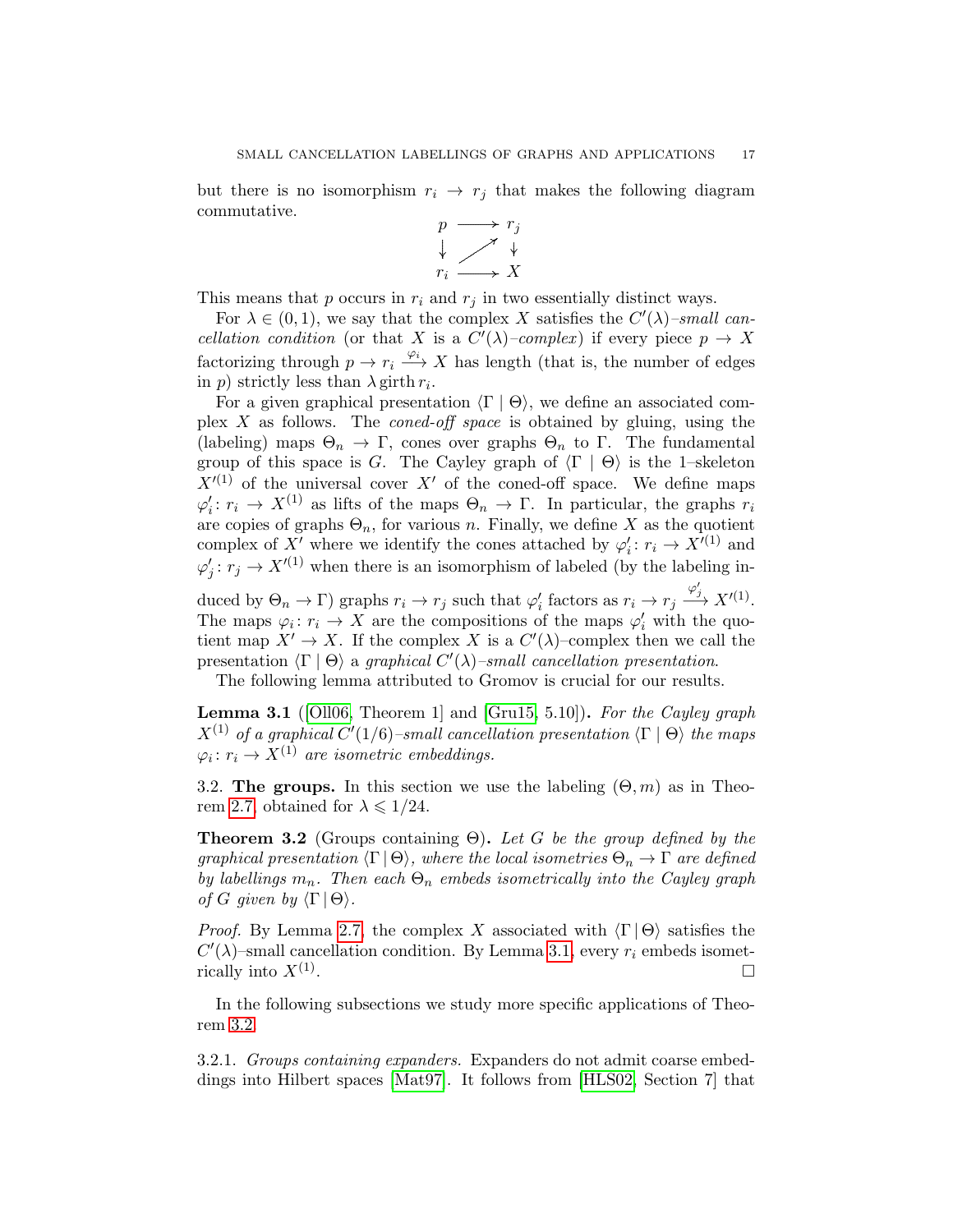but there is no isomorphism $r_i \to r_j$ that makes the following diagram commutative.

$$\begin{array}{ccc} p & \longrightarrow & r_j \\ \downarrow & \nearrow & \downarrow \\ r_i & \longrightarrow & X \end{array}$$

This means that $p$ occurs in $r_i$ and $r_j$ in two essentially distinct ways.

For $\lambda \in (0,1)$, we say that the complex $X$ satisfies the $C'(\lambda)$*–small cancellation condition* (or that $X$ is a $C'(\lambda)$*–complex*) if every piece $p \to X$ factorizing through $p \to r_i \xrightarrow{\varphi_i} X$ has length (that is, the number of edges in $p$) strictly less than $\lambda \operatorname{girth} r_i$.

For a given graphical presentation $\langle \Gamma \mid \Theta \rangle$, we define an associated complex $X$ as follows. The *coned-off space* is obtained by gluing, using the (labeling) maps $\Theta_n \to \Gamma$, cones over graphs $\Theta_n$ to $\Gamma$. The fundamental group of this space is $G$. The Cayley graph of $\langle \Gamma \mid \Theta \rangle$ is the 1–skeleton $X'^{(1)}$ of the universal cover $X'$ of the coned-off space. We define maps $\varphi_i' \colon r_i \to X^{(1)}$ as lifts of the maps $\Theta_n \to \Gamma$. In particular, the graphs $r_i$ are copies of graphs $\Theta_n$, for various $n$. Finally, we define $X$ as the quotient complex of $X'$ where we identify the cones attached by $\varphi_i' \colon r_i \to X'^{(1)}$ and $\varphi_j' \colon r_j \to X'^{(1)}$ when there is an isomorphism of labeled (by the labeling induced by $\Theta_n \to \Gamma$) graphs $r_i \to r_j$ such that $\varphi_i'$ factors as $r_i \to r_j \xrightarrow{\varphi_j'} X'^{(1)}$. The maps $\varphi_i \colon r_i \to X$ are the compositions of the maps $\varphi_i'$ with the quotient map $X' \to X$. If the complex $X$ is a $C'(\lambda)$–complex then we call the presentation $\langle \Gamma \mid \Theta \rangle$ a *graphical* $C'(\lambda)$*–small cancellation presentation*.

The following lemma attributed to Gromov is crucial for our results.

**Lemma 3.1** ([Oll06, Theorem 1] and [Gru15, 5.10])**.** *For the Cayley graph $X^{(1)}$ of a graphical $C'(1/6)$–small cancellation presentation $\langle \Gamma \mid \Theta \rangle$ the maps $\varphi_i \colon r_i \to X^{(1)}$ are isometric embeddings.*

3.2. **The groups.** In this section we use the labeling $(\Theta, m)$ as in Theorem 2.7, obtained for $\lambda \leqslant 1/24$.

**Theorem 3.2** (Groups containing $\Theta$)**.** *Let $G$ be the group defined by the graphical presentation $\langle \Gamma \,|\, \Theta \rangle$, where the local isometries $\Theta_n \to \Gamma$ are defined by labellings $m_n$. Then each $\Theta_n$ embeds isometrically into the Cayley graph of $G$ given by $\langle \Gamma \,|\, \Theta \rangle$.*

*Proof.* By Lemma 2.7, the complex $X$ associated with $\langle \Gamma \,|\, \Theta \rangle$ satisfies the $C'(\lambda)$–small cancellation condition. By Lemma 3.1, every $r_i$ embeds isometrically into $X^{(1)}$. □

In the following subsections we study more specific applications of Theorem 3.2.

3.2.1. *Groups containing expanders.* Expanders do not admit coarse embeddings into Hilbert spaces [Mat97]. It follows from [HLS02, Section 7] that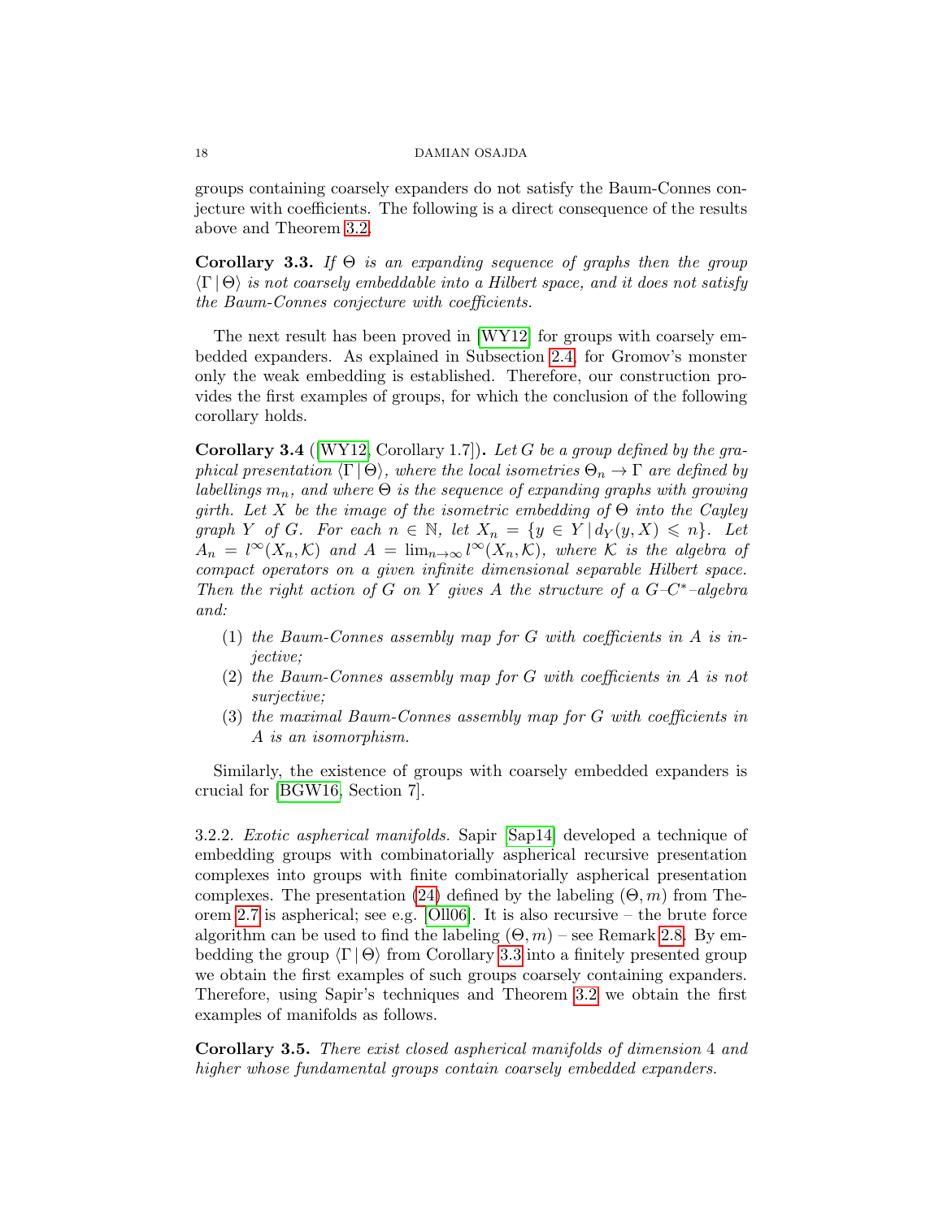groups containing coarsely expanders do not satisfy the Baum-Connes conjecture with coefficients. The following is a direct consequence of the results above and Theorem 3.2.

**Corollary 3.3.** *If $\Theta$ is an expanding sequence of graphs then the group $\langle \Gamma \,|\, \Theta \rangle$ is not coarsely embeddable into a Hilbert space, and it does not satisfy the Baum-Connes conjecture with coefficients.*

The next result has been proved in [WY12] for groups with coarsely embedded expanders. As explained in Subsection 2.4, for Gromov's monster only the weak embedding is established. Therefore, our construction provides the first examples of groups, for which the conclusion of the following corollary holds.

**Corollary 3.4** ([WY12, Corollary 1.7])**.** *Let $G$ be a group defined by the graphical presentation $\langle \Gamma \,|\, \Theta \rangle$, where the local isometries $\Theta_n \to \Gamma$ are defined by labellings $m_n$, and where $\Theta$ is the sequence of expanding graphs with growing girth. Let $X$ be the image of the isometric embedding of $\Theta$ into the Cayley graph $Y$ of $G$. For each $n \in \mathbb{N}$, let $X_n = \{y \in Y \,|\, d_Y(y, X) \leqslant n\}$. Let $A_n = l^\infty(X_n, \mathcal{K})$ and $A = \lim_{n\to\infty} l^\infty(X_n, \mathcal{K})$, where $\mathcal{K}$ is the algebra of compact operators on a given infinite dimensional separable Hilbert space. Then the right action of $G$ on $Y$ gives $A$ the structure of a $G$–$C^*$–algebra and:*

1. *the Baum-Connes assembly map for $G$ with coefficients in $A$ is injective;*
2. *the Baum-Connes assembly map for $G$ with coefficients in $A$ is not surjective;*
3. *the maximal Baum-Connes assembly map for $G$ with coefficients in $A$ is an isomorphism.*

Similarly, the existence of groups with coarsely embedded expanders is crucial for [BGW16, Section 7].

3.2.2. *Exotic aspherical manifolds.* Sapir [Sap14] developed a technique of embedding groups with combinatorially aspherical recursive presentation complexes into groups with finite combinatorially aspherical presentation complexes. The presentation (24) defined by the labeling $(\Theta, m)$ from Theorem 2.7 is aspherical; see e.g. [Oll06]. It is also recursive – the brute force algorithm can be used to find the labeling $(\Theta, m)$ – see Remark 2.8. By embedding the group $\langle \Gamma \,|\, \Theta \rangle$ from Corollary 3.3 into a finitely presented group we obtain the first examples of such groups coarsely containing expanders. Therefore, using Sapir's techniques and Theorem 3.2 we obtain the first examples of manifolds as follows.

**Corollary 3.5.** *There exist closed aspherical manifolds of dimension 4 and higher whose fundamental groups contain coarsely embedded expanders.*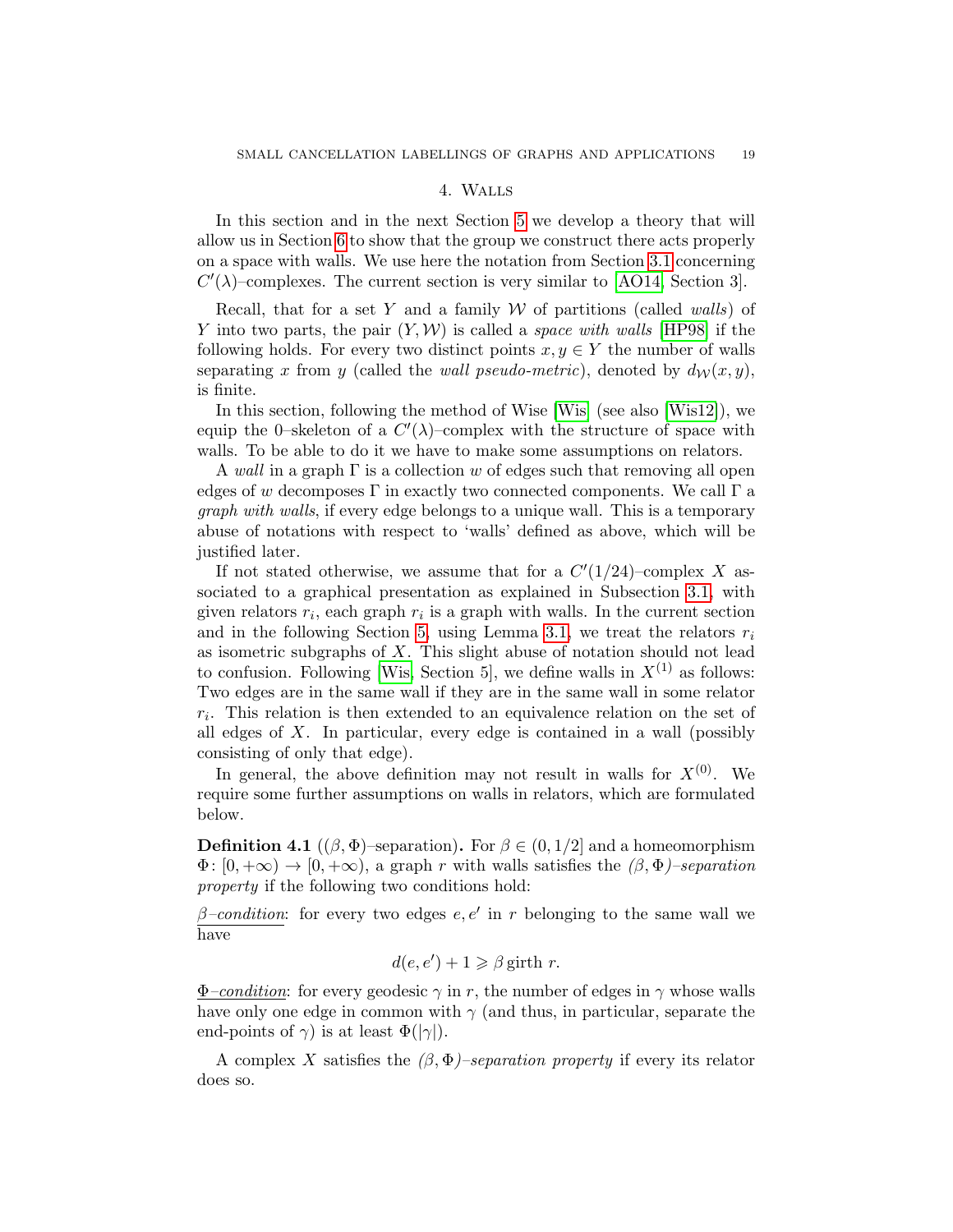# 4. Walls

In this section and in the next Section 5 we develop a theory that will allow us in Section 6 to show that the group we construct there acts properly on a space with walls. We use here the notation from Section 3.1 concerning $C'(\lambda)$–complexes. The current section is very similar to [AO14, Section 3].

Recall, that for a set $Y$ and a family $\mathcal{W}$ of partitions (called *walls*) of $Y$ into two parts, the pair $(Y, \mathcal{W})$ is called a *space with walls* [HP98] if the following holds. For every two distinct points $x, y \in Y$ the number of walls separating $x$ from $y$ (called the *wall pseudo-metric*), denoted by $d_{\mathcal{W}}(x, y)$, is finite.

In this section, following the method of Wise [Wis] (see also [Wis12]), we equip the 0–skeleton of a $C'(\lambda)$–complex with the structure of space with walls. To be able to do it we have to make some assumptions on relators.

A *wall* in a graph $\Gamma$ is a collection $w$ of edges such that removing all open edges of $w$ decomposes $\Gamma$ in exactly two connected components. We call $\Gamma$ a *graph with walls*, if every edge belongs to a unique wall. This is a temporary abuse of notations with respect to 'walls' defined as above, which will be justified later.

If not stated otherwise, we assume that for a $C'(1/24)$–complex $X$ associated to a graphical presentation as explained in Subsection 3.1, with given relators $r_i$, each graph $r_i$ is a graph with walls. In the current section and in the following Section 5, using Lemma 3.1, we treat the relators $r_i$ as isometric subgraphs of $X$. This slight abuse of notation should not lead to confusion. Following [Wis, Section 5], we define walls in $X^{(1)}$ as follows: Two edges are in the same wall if they are in the same wall in some relator $r_i$. This relation is then extended to an equivalence relation on the set of all edges of $X$. In particular, every edge is contained in a wall (possibly consisting of only that edge).

In general, the above definition may not result in walls for $X^{(0)}$. We require some further assumptions on walls in relators, which are formulated below.

**Definition 4.1** (($\beta, \Phi$)–separation)**.** For $\beta \in (0, 1/2]$ and a homeomorphism $\Phi \colon [0, +\infty) \to [0, +\infty)$, a graph $r$ with walls satisfies the *($\beta, \Phi$)–separation property* if the following two conditions hold:

<u>*$\beta$–condition*</u>: for every two edges $e, e'$ in $r$ belonging to the same wall we have

$$d(e, e') + 1 \geqslant \beta \operatorname{girth} r.$$

<u>*$\Phi$–condition*</u>: for every geodesic $\gamma$ in $r$, the number of edges in $\gamma$ whose walls have only one edge in common with $\gamma$ (and thus, in particular, separate the end-points of $\gamma$) is at least $\Phi(|\gamma|)$.

A complex $X$ satisfies the *($\beta, \Phi$)–separation property* if every its relator does so.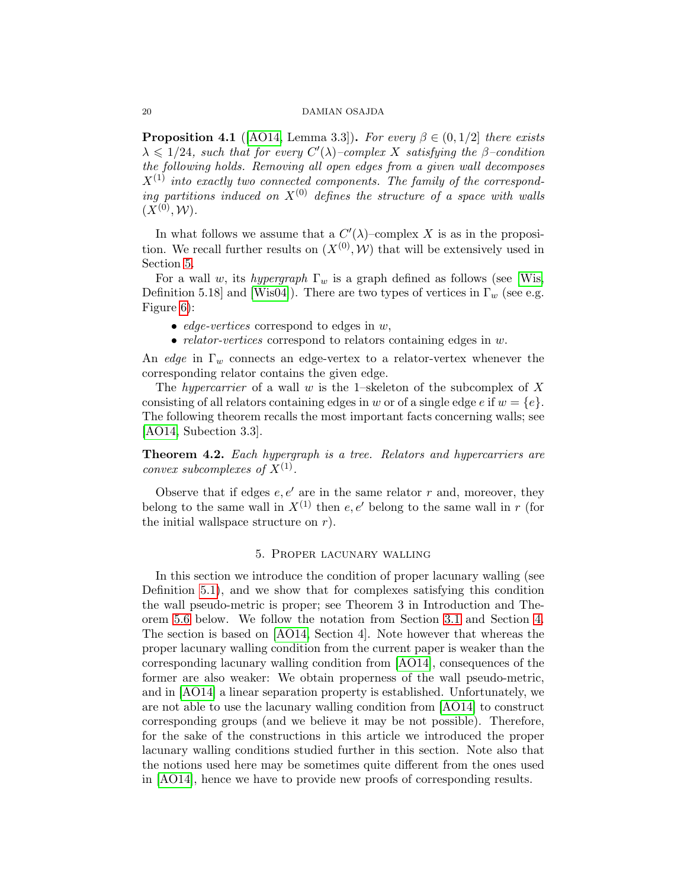**Proposition 4.1** ([AO14, Lemma 3.3])**.** *For every $\beta \in (0, 1/2]$ there exists $\lambda \leqslant 1/24$, such that for every $C'(\lambda)$–complex $X$ satisfying the $\beta$–condition the following holds. Removing all open edges from a given wall decomposes $X^{(1)}$ into exactly two connected components. The family of the corresponding partitions induced on $X^{(0)}$ defines the structure of a space with walls $(X^{(0)}, \mathcal{W})$.*

In what follows we assume that a $C'(\lambda)$–complex $X$ is as in the proposition. We recall further results on $(X^{(0)}, \mathcal{W})$ that will be extensively used in Section 5.

For a wall $w$, its *hypergraph* $\Gamma_w$ is a graph defined as follows (see [Wis, Definition 5.18] and [Wis04]). There are two types of vertices in $\Gamma_w$ (see e.g. Figure 6):

- *edge-vertices* correspond to edges in $w$,
- *relator-vertices* correspond to relators containing edges in $w$.

An *edge* in $\Gamma_w$ connects an edge-vertex to a relator-vertex whenever the corresponding relator contains the given edge.

The *hypercarrier* of a wall $w$ is the 1–skeleton of the subcomplex of $X$ consisting of all relators containing edges in $w$ or of a single edge $e$ if $w = \{e\}$. The following theorem recalls the most important facts concerning walls; see [AO14, Subection 3.3].

**Theorem 4.2.** *Each hypergraph is a tree. Relators and hypercarriers are convex subcomplexes of $X^{(1)}$.*

Observe that if edges $e, e'$ are in the same relator $r$ and, moreover, they belong to the same wall in $X^{(1)}$ then $e, e'$ belong to the same wall in $r$ (for the initial wallspace structure on $r$).

## 5. Proper lacunary walling

In this section we introduce the condition of proper lacunary walling (see Definition 5.1), and we show that for complexes satisfying this condition the wall pseudo-metric is proper; see Theorem 3 in Introduction and Theorem 5.6 below. We follow the notation from Section 3.1 and Section 4. The section is based on [AO14, Section 4]. Note however that whereas the proper lacunary walling condition from the current paper is weaker than the corresponding lacunary walling condition from [AO14], consequences of the former are also weaker: We obtain properness of the wall pseudo-metric, and in [AO14] a linear separation property is established. Unfortunately, we are not able to use the lacunary walling condition from [AO14] to construct corresponding groups (and we believe it may be not possible). Therefore, for the sake of the constructions in this article we introduced the proper lacunary walling conditions studied further in this section. Note also that the notions used here may be sometimes quite different from the ones used in [AO14], hence we have to provide new proofs of corresponding results.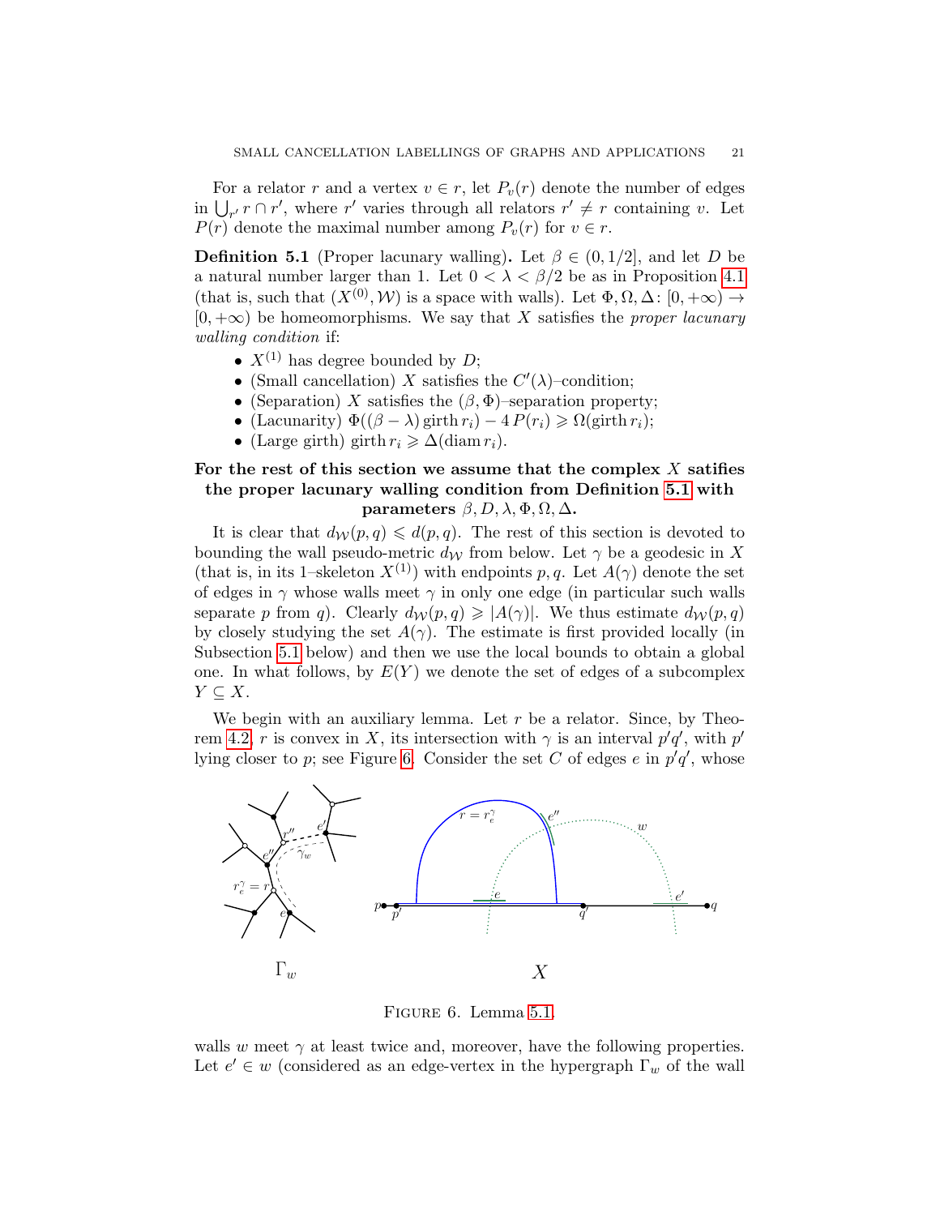For a relator $r$ and a vertex $v \in r$, let $P_v(r)$ denote the number of edges in $\bigcup_{r'} r \cap r'$, where $r'$ varies through all relators $r' \neq r$ containing $v$. Let $P(r)$ denote the maximal number among $P_v(r)$ for $v \in r$.

**Definition 5.1** (Proper lacunary walling)**.** Let $\beta \in (0, 1/2]$, and let $D$ be a natural number larger than 1. Let $0 < \lambda < \beta/2$ be as in Proposition 4.1 (that is, such that $(X^{(0)}, \mathcal{W})$ is a space with walls). Let $\Phi, \Omega, \Delta \colon [0, +\infty) \to [0, +\infty)$ be homeomorphisms. We say that $X$ satisfies the *proper lacunary walling condition* if:

- $X^{(1)}$ has degree bounded by $D$;
- (Small cancellation) $X$ satisfies the $C'(\lambda)$–condition;
- (Separation) $X$ satisfies the $(\beta, \Phi)$–separation property;
- (Lacunarity) $\Phi((\beta - \lambda)\,\mathrm{girth}\, r_i) - 4\,P(r_i) \geqslant \Omega(\mathrm{girth}\, r_i)$;
- (Large girth) $\mathrm{girth}\, r_i \geqslant \Delta(\mathrm{diam}\, r_i)$.

**For the rest of this section we assume that the complex $X$ satifies the proper lacunary walling condition from Definition 5.1 with parameters $\beta, D, \lambda, \Phi, \Omega, \Delta$.**

It is clear that $d_{\mathcal{W}}(p, q) \leqslant d(p, q)$. The rest of this section is devoted to bounding the wall pseudo-metric $d_{\mathcal{W}}$ from below. Let $\gamma$ be a geodesic in $X$ (that is, in its 1–skeleton $X^{(1)}$) with endpoints $p, q$. Let $A(\gamma)$ denote the set of edges in $\gamma$ whose walls meet $\gamma$ in only one edge (in particular such walls separate $p$ from $q$). Clearly $d_{\mathcal{W}}(p, q) \geqslant |A(\gamma)|$. We thus estimate $d_{\mathcal{W}}(p, q)$ by closely studying the set $A(\gamma)$. The estimate is first provided locally (in Subsection 5.1 below) and then we use the local bounds to obtain a global one. In what follows, by $E(Y)$ we denote the set of edges of a subcomplex $Y \subseteq X$.

We begin with an auxiliary lemma. Let $r$ be a relator. Since, by Theorem 4.2, $r$ is convex in $X$, its intersection with $\gamma$ is an interval $p'q'$, with $p'$ lying closer to $p$; see Figure 6. Consider the set $C$ of edges $e$ in $p'q'$, whose

Figure 6. Lemma 5.1.

walls $w$ meet $\gamma$ at least twice and, moreover, have the following properties. Let $e' \in w$ (considered as an edge-vertex in the hypergraph $\Gamma_w$ of the wall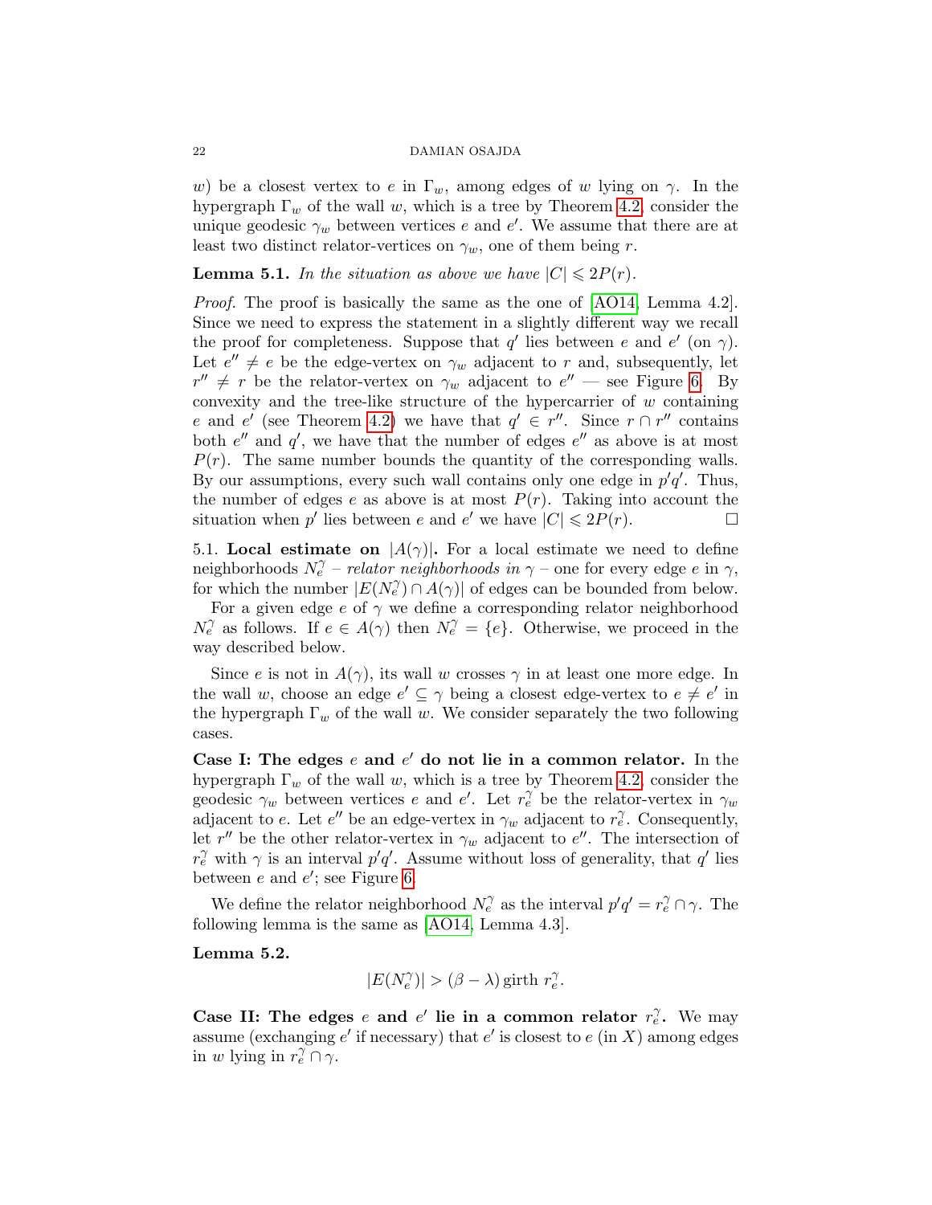$w$) be a closest vertex to $e$ in $\Gamma_w$, among edges of $w$ lying on $\gamma$. In the hypergraph $\Gamma_w$ of the wall $w$, which is a tree by Theorem 4.2, consider the unique geodesic $\gamma_w$ between vertices $e$ and $e'$. We assume that there are at least two distinct relator-vertices on $\gamma_w$, one of them being $r$.

**Lemma 5.1.** *In the situation as above we have $|C| \leqslant 2P(r)$.*

*Proof.* The proof is basically the same as the one of [AO14, Lemma 4.2]. Since we need to express the statement in a slightly different way we recall the proof for completeness. Suppose that $q'$ lies between $e$ and $e'$ (on $\gamma$). Let $e'' \neq e$ be the edge-vertex on $\gamma_w$ adjacent to $r$ and, subsequently, let $r'' \neq r$ be the relator-vertex on $\gamma_w$ adjacent to $e''$ — see Figure 6. By convexity and the tree-like structure of the hypercarrier of $w$ containing $e$ and $e'$ (see Theorem 4.2) we have that $q' \in r''$. Since $r \cap r''$ contains both $e''$ and $q'$, we have that the number of edges $e''$ as above is at most $P(r)$. The same number bounds the quantity of the corresponding walls. By our assumptions, every such wall contains only one edge in $p'q'$. Thus, the number of edges $e$ as above is at most $P(r)$. Taking into account the situation when $p'$ lies between $e$ and $e'$ we have $|C| \leqslant 2P(r)$. □

5.1. **Local estimate on $|A(\gamma)|$.** For a local estimate we need to define neighborhoods $N_e^\gamma$ – *relator neighborhoods in $\gamma$* – one for every edge $e$ in $\gamma$, for which the number $|E(N_e^\gamma) \cap A(\gamma)|$ of edges can be bounded from below.

For a given edge $e$ of $\gamma$ we define a corresponding relator neighborhood $N_e^\gamma$ as follows. If $e \in A(\gamma)$ then $N_e^\gamma = \{e\}$. Otherwise, we proceed in the way described below.

Since $e$ is not in $A(\gamma)$, its wall $w$ crosses $\gamma$ in at least one more edge. In the wall $w$, choose an edge $e' \subseteq \gamma$ being a closest edge-vertex to $e \neq e'$ in the hypergraph $\Gamma_w$ of the wall $w$. We consider separately the two following cases.

**Case I: The edges $e$ and $e'$ do not lie in a common relator.** In the hypergraph $\Gamma_w$ of the wall $w$, which is a tree by Theorem 4.2, consider the geodesic $\gamma_w$ between vertices $e$ and $e'$. Let $r_e^\gamma$ be the relator-vertex in $\gamma_w$ adjacent to $e$. Let $e''$ be an edge-vertex in $\gamma_w$ adjacent to $r_e^\gamma$. Consequently, let $r''$ be the other relator-vertex in $\gamma_w$ adjacent to $e''$. The intersection of $r_e^\gamma$ with $\gamma$ is an interval $p'q'$. Assume without loss of generality, that $q'$ lies between $e$ and $e'$; see Figure 6.

We define the relator neighborhood $N_e^\gamma$ as the interval $p'q' = r_e^\gamma \cap \gamma$. The following lemma is the same as [AO14, Lemma 4.3].

**Lemma 5.2.**

$$|E(N_e^\gamma)| > (\beta - \lambda)\,\mathrm{girth}\; r_e^\gamma.$$

**Case II: The edges $e$ and $e'$ lie in a common relator $r_e^\gamma$.** We may assume (exchanging $e'$ if necessary) that $e'$ is closest to $e$ (in $X$) among edges in $w$ lying in $r_e^\gamma \cap \gamma$.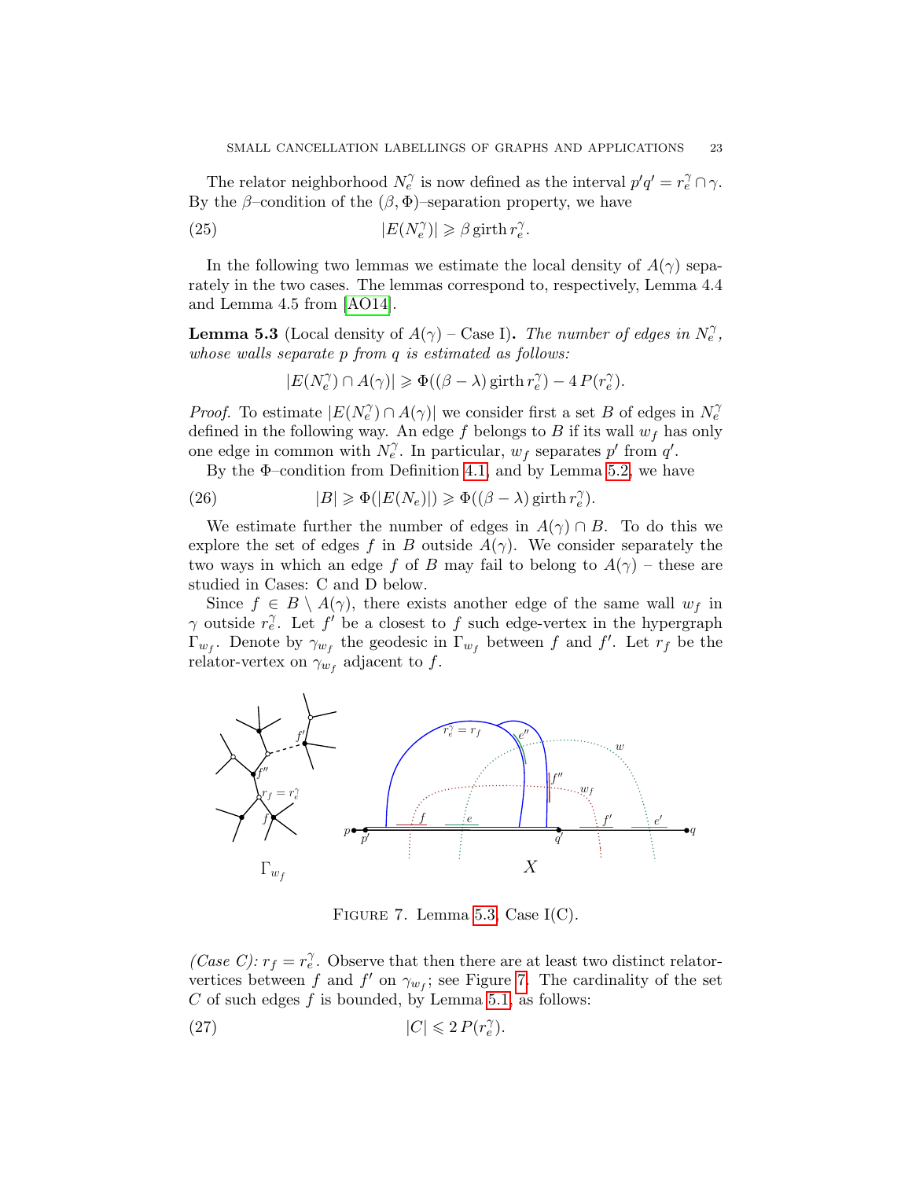The relator neighborhood $N_e^\gamma$ is now defined as the interval $p'q' = r_e^\gamma \cap \gamma$. By the $\beta$–condition of the $(\beta, \Phi)$–separation property, we have

$$|E(N_e^\gamma)| \geqslant \beta \operatorname{girth} r_e^\gamma. \tag{25}$$

In the following two lemmas we estimate the local density of $A(\gamma)$ separately in the two cases. The lemmas correspond to, respectively, Lemma 4.4 and Lemma 4.5 from [AO14].

**Lemma 5.3** (Local density of $A(\gamma)$ – Case I)**.** *The number of edges in $N_e^\gamma$, whose walls separate $p$ from $q$ is estimated as follows:*

$$|E(N_e^\gamma) \cap A(\gamma)| \geqslant \Phi((\beta - \lambda) \operatorname{girth} r_e^\gamma) - 4\, P(r_e^\gamma).$$

*Proof.* To estimate $|E(N_e^\gamma) \cap A(\gamma)|$ we consider first a set $B$ of edges in $N_e^\gamma$ defined in the following way. An edge $f$ belongs to $B$ if its wall $w_f$ has only one edge in common with $N_e^\gamma$. In particular, $w_f$ separates $p'$ from $q'$.

By the $\Phi$–condition from Definition 4.1, and by Lemma 5.2, we have

$$|B| \geqslant \Phi(|E(N_e)|) \geqslant \Phi((\beta - \lambda) \operatorname{girth} r_e^\gamma). \tag{26}$$

We estimate further the number of edges in $A(\gamma) \cap B$. To do this we explore the set of edges $f$ in $B$ outside $A(\gamma)$. We consider separately the two ways in which an edge $f$ of $B$ may fail to belong to $A(\gamma)$ – these are studied in Cases: C and D below.

Since $f \in B \setminus A(\gamma)$, there exists another edge of the same wall $w_f$ in $\gamma$ outside $r_e^\gamma$. Let $f'$ be a closest to $f$ such edge-vertex in the hypergraph $\Gamma_{w_f}$. Denote by $\gamma_{w_f}$ the geodesic in $\Gamma_{w_f}$ between $f$ and $f'$. Let $r_f$ be the relator-vertex on $\gamma_{w_f}$ adjacent to $f$.

Figure 7. Lemma 5.3, Case I(C).

*(Case C):* $r_f = r_e^\gamma$. Observe that then there are at least two distinct relator-vertices between $f$ and $f'$ on $\gamma_{w_f}$; see Figure 7. The cardinality of the set $C$ of such edges $f$ is bounded, by Lemma 5.1, as follows:

$$|C| \leqslant 2\, P(r_e^\gamma). \tag{27}$$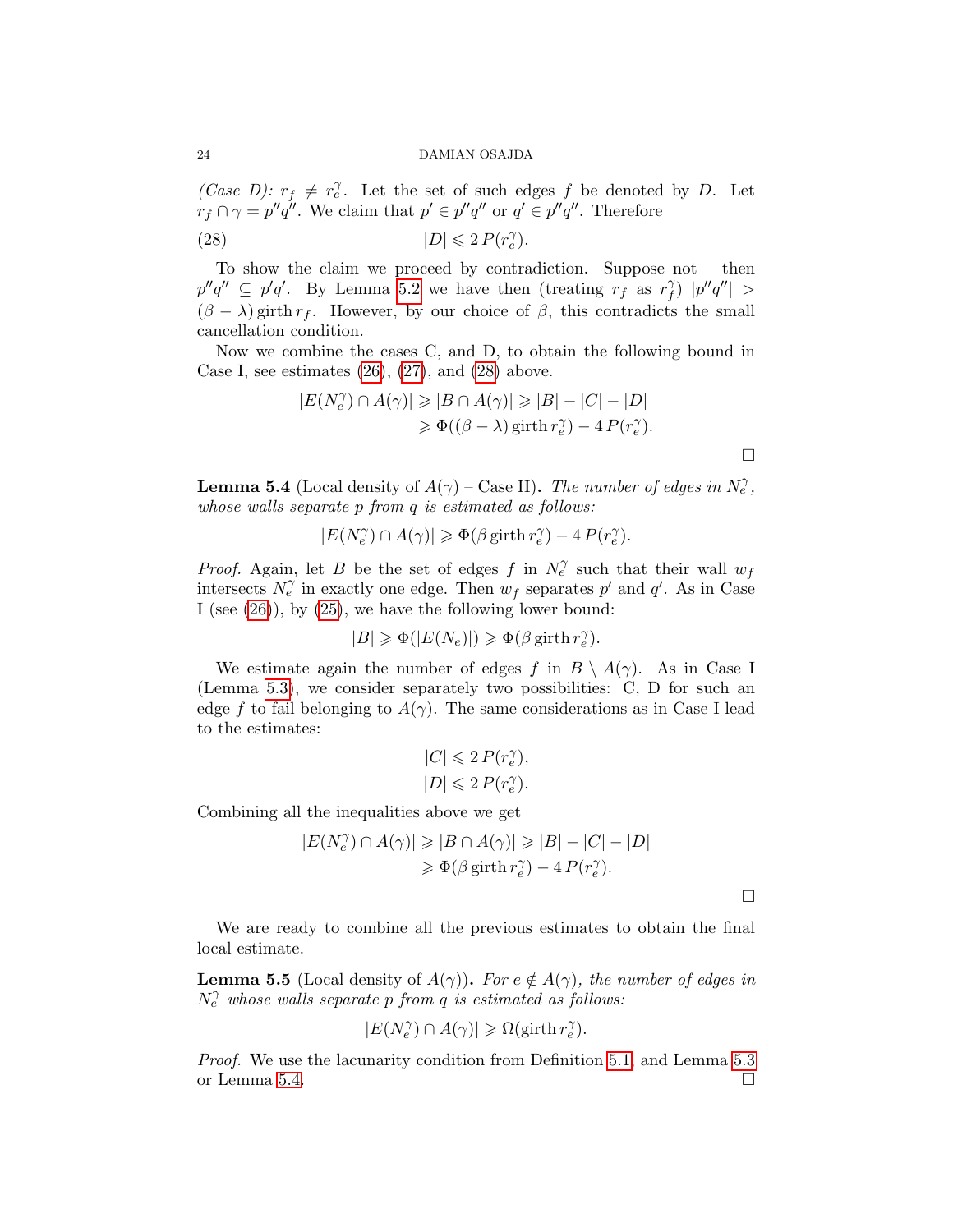*(Case D): $r_f \neq r_e^\gamma$.* Let the set of such edges $f$ be denoted by $D$. Let $r_f \cap \gamma = p''q''$. We claim that $p' \in p''q''$ or $q' \in p''q''$. Therefore

$$|D| \leqslant 2\, P(r_e^\gamma). \tag{28}$$

To show the claim we proceed by contradiction. Suppose not – then $p''q'' \subseteq p'q'$. By Lemma 5.2 we have then (treating $r_f$ as $r_f^\gamma$) $|p''q''| > (\beta - \lambda)\,\mathrm{girth}\, r_f$. However, by our choice of $\beta$, this contradicts the small cancellation condition.

Now we combine the cases C, and D, to obtain the following bound in Case I, see estimates (26), (27), and (28) above.

$$\begin{aligned}|E(N_e^\gamma) \cap A(\gamma)| &\geqslant |B \cap A(\gamma)| \geqslant |B| - |C| - |D| \\ &\geqslant \Phi((\beta - \lambda)\,\mathrm{girth}\, r_e^\gamma) - 4\, P(r_e^\gamma).\end{aligned}$$

□

**Lemma 5.4** (Local density of $A(\gamma)$ – Case II)**.** *The number of edges in $N_e^\gamma$, whose walls separate $p$ from $q$ is estimated as follows:*

$$|E(N_e^\gamma) \cap A(\gamma)| \geqslant \Phi(\beta\, \mathrm{girth}\, r_e^\gamma) - 4\, P(r_e^\gamma).$$

*Proof.* Again, let $B$ be the set of edges $f$ in $N_e^\gamma$ such that their wall $w_f$ intersects $N_e^\gamma$ in exactly one edge. Then $w_f$ separates $p'$ and $q'$. As in Case I (see (26)), by (25), we have the following lower bound:

$$|B| \geqslant \Phi(|E(N_e)|) \geqslant \Phi(\beta\, \mathrm{girth}\, r_e^\gamma).$$

We estimate again the number of edges $f$ in $B \setminus A(\gamma)$. As in Case I (Lemma 5.3), we consider separately two possibilities: C, D for such an edge $f$ to fail belonging to $A(\gamma)$. The same considerations as in Case I lead to the estimates:

$$\begin{aligned}|C| &\leqslant 2\, P(r_e^\gamma), \\ |D| &\leqslant 2\, P(r_e^\gamma).\end{aligned}$$

Combining all the inequalities above we get

$$\begin{aligned}|E(N_e^\gamma) \cap A(\gamma)| &\geqslant |B \cap A(\gamma)| \geqslant |B| - |C| - |D| \\ &\geqslant \Phi(\beta\, \mathrm{girth}\, r_e^\gamma) - 4\, P(r_e^\gamma).\end{aligned}$$

□

We are ready to combine all the previous estimates to obtain the final local estimate.

**Lemma 5.5** (Local density of $A(\gamma)$)**.** *For $e \notin A(\gamma)$, the number of edges in $N_e^\gamma$ whose walls separate $p$ from $q$ is estimated as follows:*

$$|E(N_e^\gamma) \cap A(\gamma)| \geqslant \Omega(\mathrm{girth}\, r_e^\gamma).$$

*Proof.* We use the lacunarity condition from Definition 5.1, and Lemma 5.3 or Lemma 5.4. □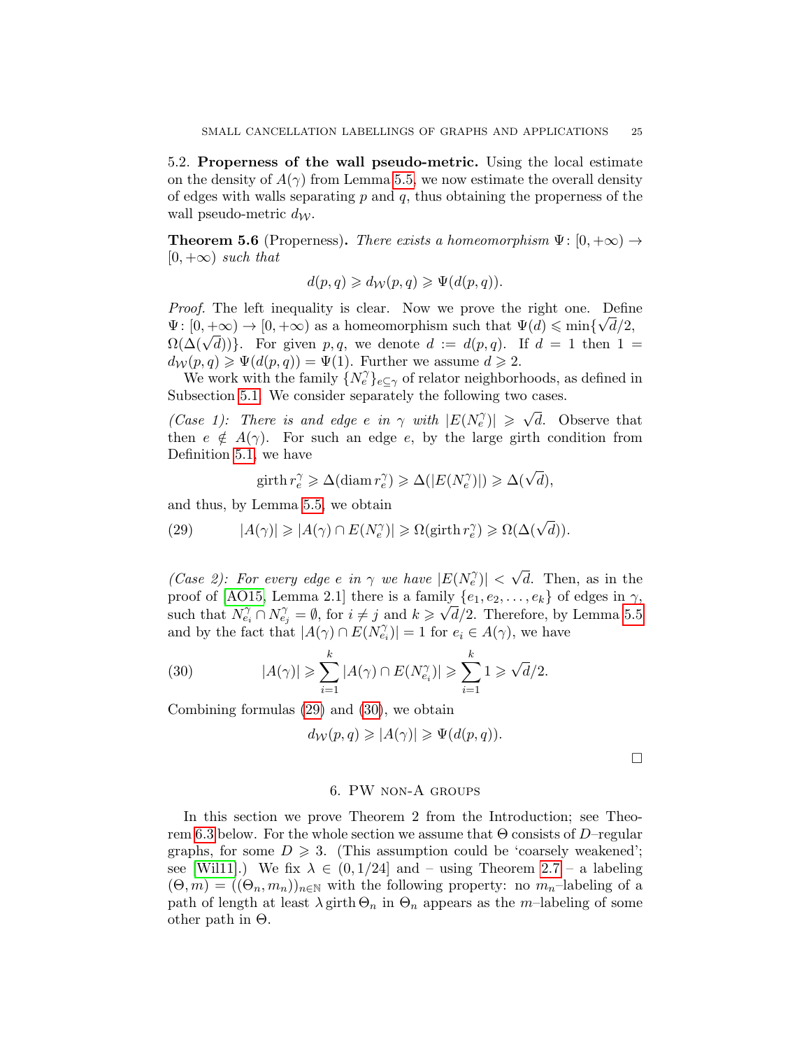### 5.2. Properness of the wall pseudo-metric.

**5.2. Properness of the wall pseudo-metric.** Using the local estimate on the density of $A(\gamma)$ from Lemma 5.5, we now estimate the overall density of edges with walls separating $p$ and $q$, thus obtaining the properness of the wall pseudo-metric $d_{\mathcal{W}}$.

**Theorem 5.6** (Properness)**.** *There exists a homeomorphism* $\Psi\colon [0,+\infty) \to [0,+\infty)$ *such that*

$$d(p,q) \geqslant d_{\mathcal{W}}(p,q) \geqslant \Psi(d(p,q)).$$

*Proof.* The left inequality is clear. Now we prove the right one. Define $\Psi\colon [0,+\infty) \to [0,+\infty)$ as a homeomorphism such that $\Psi(d) \leqslant \min\{\sqrt{d}/2, \Omega(\Delta(\sqrt{d}))\}$. For given $p,q$, we denote $d := d(p,q)$. If $d = 1$ then $1 = d_{\mathcal{W}}(p,q) \geqslant \Psi(d(p,q)) = \Psi(1)$. Further we assume $d \geqslant 2$.

We work with the family $\{N_e^\gamma\}_{e \subseteq \gamma}$ of relator neighborhoods, as defined in Subsection 5.1. We consider separately the following two cases.

*(Case 1): There is and edge $e$ in $\gamma$ with $|E(N_e^\gamma)| \geqslant \sqrt{d}$.* Observe that then $e \notin A(\gamma)$. For such an edge $e$, by the large girth condition from Definition 5.1, we have

$$\operatorname{girth} r_e^\gamma \geqslant \Delta(\operatorname{diam} r_e^\gamma) \geqslant \Delta(|E(N_e^\gamma)|) \geqslant \Delta(\sqrt{d}),$$

and thus, by Lemma 5.5, we obtain

$$|A(\gamma)| \geqslant |A(\gamma) \cap E(N_e^\gamma)| \geqslant \Omega(\operatorname{girth} r_e^\gamma) \geqslant \Omega(\Delta(\sqrt{d})). \tag{29}$$

*(Case 2): For every edge $e$ in $\gamma$ we have $|E(N_e^\gamma)| < \sqrt{d}$.* Then, as in the proof of [AO15, Lemma 2.1] there is a family $\{e_1, e_2, \ldots, e_k\}$ of edges in $\gamma$, such that $N_{e_i}^\gamma \cap N_{e_j}^\gamma = \emptyset$, for $i \neq j$ and $k \geqslant \sqrt{d}/2$. Therefore, by Lemma 5.5 and by the fact that $|A(\gamma) \cap E(N_{e_i}^\gamma)| = 1$ for $e_i \in A(\gamma)$, we have

$$|A(\gamma)| \geqslant \sum_{i=1}^{k} |A(\gamma) \cap E(N_{e_i}^\gamma)| \geqslant \sum_{i=1}^{k} 1 \geqslant \sqrt{d}/2. \tag{30}$$

Combining formulas (29) and (30), we obtain

$$d_{\mathcal{W}}(p,q) \geqslant |A(\gamma)| \geqslant \Psi(d(p,q)).$$

$\square$

## 6. PW non-A groups

In this section we prove Theorem 2 from the Introduction; see Theorem 6.3 below. For the whole section we assume that $\Theta$ consists of $D$–regular graphs, for some $D \geqslant 3$. (This assumption could be 'coarsely weakened'; see [Wil11].) We fix $\lambda \in (0, 1/24]$ and – using Theorem 2.7 – a labeling $(\Theta, m) = ((\Theta_n, m_n))_{n \in \mathbb{N}}$ with the following property: no $m_n$–labeling of a path of length at least $\lambda \operatorname{girth} \Theta_n$ in $\Theta_n$ appears as the $m$–labeling of some other path in $\Theta$.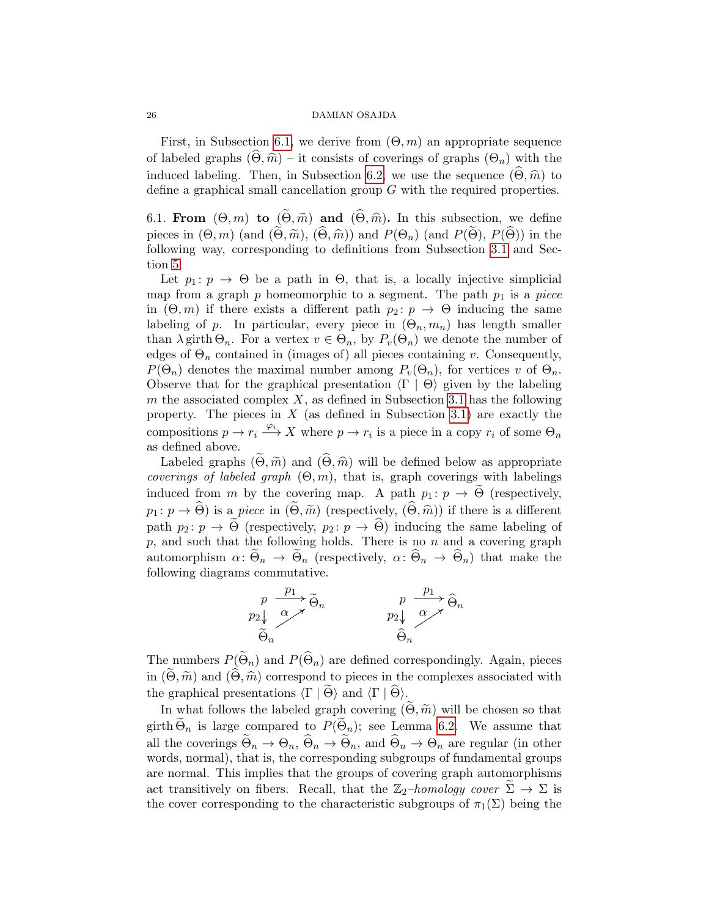First, in Subsection 6.1, we derive from $(\Theta, m)$ an appropriate sequence of labeled graphs $(\widehat{\Theta}, \widehat{m})$ – it consists of coverings of graphs $(\Theta_n)$ with the induced labeling. Then, in Subsection 6.2 we use the sequence $(\widehat{\Theta}, \widehat{m})$ to define a graphical small cancellation group $G$ with the required properties.

6.1. **From** $(\Theta, m)$ **to** $(\widetilde{\Theta}, \widetilde{m})$ **and** $(\widehat{\Theta}, \widehat{m})$**.** In this subsection, we define pieces in $(\Theta, m)$ (and $(\widetilde{\Theta}, \widetilde{m})$, $(\widehat{\Theta}, \widehat{m})$) and $P(\Theta_n)$ (and $P(\widetilde{\Theta})$, $P(\widehat{\Theta})$) in the following way, corresponding to definitions from Subsection 3.1 and Section 5.

Let $p_1\colon p \to \Theta$ be a path in $\Theta$, that is, a locally injective simplicial map from a graph $p$ homeomorphic to a segment. The path $p_1$ is a *piece* in $(\Theta, m)$ if there exists a different path $p_2\colon p \to \Theta$ inducing the same labeling of $p$. In particular, every piece in $(\Theta_n, m_n)$ has length smaller than $\lambda \operatorname{girth} \Theta_n$. For a vertex $v \in \Theta_n$, by $P_v(\Theta_n)$ we denote the number of edges of $\Theta_n$ contained in (images of) all pieces containing $v$. Consequently, $P(\Theta_n)$ denotes the maximal number among $P_v(\Theta_n)$, for vertices $v$ of $\Theta_n$. Observe that for the graphical presentation $\langle \Gamma \mid \Theta \rangle$ given by the labeling $m$ the associated complex $X$, as defined in Subsection 3.1 has the following property. The pieces in $X$ (as defined in Subsection 3.1) are exactly the compositions $p \to r_i \xrightarrow{\varphi_i} X$ where $p \to r_i$ is a piece in a copy $r_i$ of some $\Theta_n$ as defined above.

Labeled graphs $(\widetilde{\Theta}, \widetilde{m})$ and $(\widehat{\Theta}, \widehat{m})$ will be defined below as appropriate *coverings of labeled graph* $(\Theta, m)$, that is, graph coverings with labelings induced from $m$ by the covering map. A path $p_1\colon p \to \widetilde{\Theta}$ (respectively, $p_1\colon p \to \widehat{\Theta}$) is a *piece* in $(\widetilde{\Theta}, \widetilde{m})$ (respectively, $(\widehat{\Theta}, \widehat{m})$) if there is a different path $p_2\colon p \to \widetilde{\Theta}$ (respectively, $p_2\colon p \to \widehat{\Theta}$) inducing the same labeling of $p$, and such that the following holds. There is no $n$ and a covering graph automorphism $\alpha\colon \widetilde{\Theta}_n \to \widetilde{\Theta}_n$ (respectively, $\alpha\colon \widehat{\Theta}_n \to \widehat{\Theta}_n$) that make the following diagrams commutative.

$$
\begin{array}{ccc}
p & \xrightarrow{p_1} & \widetilde{\Theta}_n \\
{\scriptstyle p_2}\downarrow & \nearrow_{\alpha} & \\
\widetilde{\Theta}_n & &
\end{array}
\qquad\qquad
\begin{array}{ccc}
p & \xrightarrow{p_1} & \widehat{\Theta}_n \\
{\scriptstyle p_2}\downarrow & \nearrow_{\alpha} & \\
\widehat{\Theta}_n & &
\end{array}
$$

The numbers $P(\widetilde{\Theta}_n)$ and $P(\widehat{\Theta}_n)$ are defined correspondingly. Again, pieces in $(\widetilde{\Theta}, \widetilde{m})$ and $(\widehat{\Theta}, \widehat{m})$ correspond to pieces in the complexes associated with the graphical presentations $\langle \Gamma \mid \widetilde{\Theta} \rangle$ and $\langle \Gamma \mid \widehat{\Theta} \rangle$.

In what follows the labeled graph covering $(\widetilde{\Theta}, \widetilde{m})$ will be chosen so that $\operatorname{girth} \widetilde{\Theta}_n$ is large compared to $P(\widetilde{\Theta}_n)$; see Lemma 6.2. We assume that all the coverings $\widetilde{\Theta}_n \to \Theta_n$, $\widehat{\Theta}_n \to \widetilde{\Theta}_n$, and $\widehat{\Theta}_n \to \Theta_n$ are regular (in other words, normal), that is, the corresponding subgroups of fundamental groups are normal. This implies that the groups of covering graph automorphisms act transitively on fibers. Recall, that the $\mathbb{Z}_2$*–homology cover* $\widetilde{\Sigma} \to \Sigma$ is the cover corresponding to the characteristic subgroups of $\pi_1(\Sigma)$ being the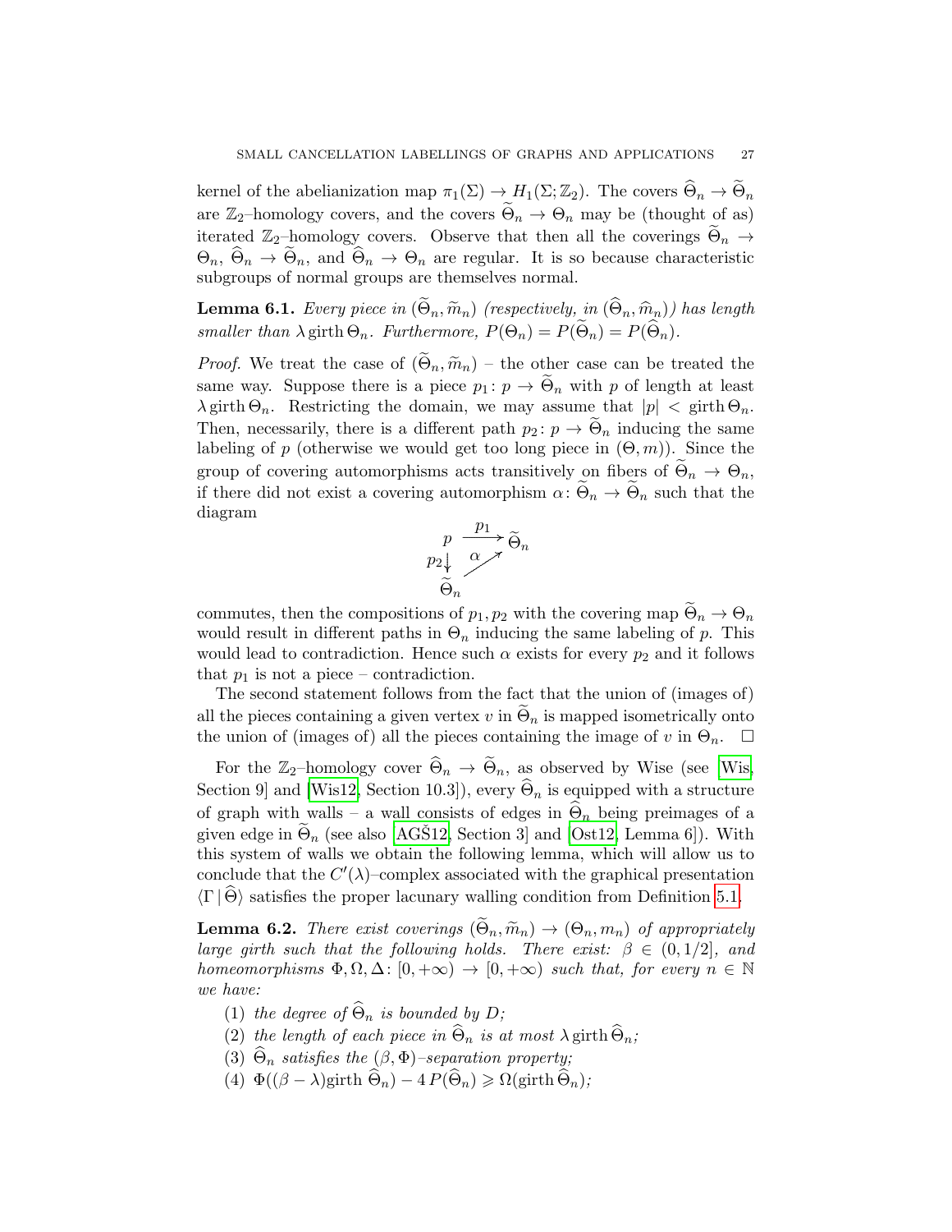kernel of the abelianization map $\pi_1(\Sigma) \to H_1(\Sigma; \mathbb{Z}_2)$. The covers $\widehat{\Theta}_n \to \widetilde{\Theta}_n$ are $\mathbb{Z}_2$–homology covers, and the covers $\widetilde{\Theta}_n \to \Theta_n$ may be (thought of as) iterated $\mathbb{Z}_2$–homology covers. Observe that then all the coverings $\widetilde{\Theta}_n \to \Theta_n$, $\widehat{\Theta}_n \to \widetilde{\Theta}_n$, and $\widehat{\Theta}_n \to \Theta_n$ are regular. It is so because characteristic subgroups of normal groups are themselves normal.

**Lemma 6.1.** *Every piece in $(\widetilde{\Theta}_n, \widetilde{m}_n)$ (respectively, in $(\widehat{\Theta}_n, \widehat{m}_n)$) has length smaller than $\lambda \operatorname{girth} \Theta_n$. Furthermore, $P(\Theta_n) = P(\widetilde{\Theta}_n) = P(\widehat{\Theta}_n)$.*

*Proof.* We treat the case of $(\widetilde{\Theta}_n, \widetilde{m}_n)$ – the other case can be treated the same way. Suppose there is a piece $p_1 \colon p \to \widetilde{\Theta}_n$ with $p$ of length at least $\lambda \operatorname{girth} \Theta_n$. Restricting the domain, we may assume that $|p| < \operatorname{girth} \Theta_n$. Then, necessarily, there is a different path $p_2 \colon p \to \widetilde{\Theta}_n$ inducing the same labeling of $p$ (otherwise we would get too long piece in $(\Theta, m)$). Since the group of covering automorphisms acts transitively on fibers of $\widetilde{\Theta}_n \to \Theta_n$, if there did not exist a covering automorphism $\alpha \colon \widetilde{\Theta}_n \to \widetilde{\Theta}_n$ such that the diagram

$$\begin{array}{ccc} p & \xrightarrow{p_1} & \widetilde{\Theta}_n \\ {\scriptstyle p_2}\downarrow & \nearrow_{\alpha} & \\ \widetilde{\Theta}_n & & \end{array}$$

commutes, then the compositions of $p_1, p_2$ with the covering map $\widetilde{\Theta}_n \to \Theta_n$ would result in different paths in $\Theta_n$ inducing the same labeling of $p$. This would lead to contradiction. Hence such $\alpha$ exists for every $p_2$ and it follows that $p_1$ is not a piece – contradiction.

The second statement follows from the fact that the union of (images of) all the pieces containing a given vertex $v$ in $\widetilde{\Theta}_n$ is mapped isometrically onto the union of (images of) all the pieces containing the image of $v$ in $\Theta_n$. $\square$

For the $\mathbb{Z}_2$–homology cover $\widehat{\Theta}_n \to \widetilde{\Theta}_n$, as observed by Wise (see [Wis, Section 9] and [Wis12, Section 10.3]), every $\widehat{\Theta}_n$ is equipped with a structure of graph with walls – a wall consists of edges in $\widehat{\Theta}_n$ being preimages of a given edge in $\widetilde{\Theta}_n$ (see also [AGŠ12, Section 3] and [Ost12, Lemma 6]). With this system of walls we obtain the following lemma, which will allow us to conclude that the $C'(\lambda)$–complex associated with the graphical presentation $\langle \Gamma \,|\, \widehat{\Theta} \rangle$ satisfies the proper lacunary walling condition from Definition 5.1.

**Lemma 6.2.** *There exist coverings $(\widetilde{\Theta}_n, \widetilde{m}_n) \to (\Theta_n, m_n)$ of appropriately large girth such that the following holds. There exist: $\beta \in (0, 1/2]$, and homeomorphisms $\Phi, \Omega, \Delta \colon [0, +\infty) \to [0, +\infty)$ such that, for every $n \in \mathbb{N}$ we have:*

1. *the degree of $\widehat{\Theta}_n$ is bounded by $D$;*
2. *the length of each piece in $\widehat{\Theta}_n$ is at most $\lambda \operatorname{girth} \widehat{\Theta}_n$;*
3. *$\widehat{\Theta}_n$ satisfies the $(\beta, \Phi)$–separation property;*
4. *$\Phi((\beta - \lambda)\operatorname{girth} \widehat{\Theta}_n) - 4\, P(\widehat{\Theta}_n) \geqslant \Omega(\operatorname{girth} \widehat{\Theta}_n)$;*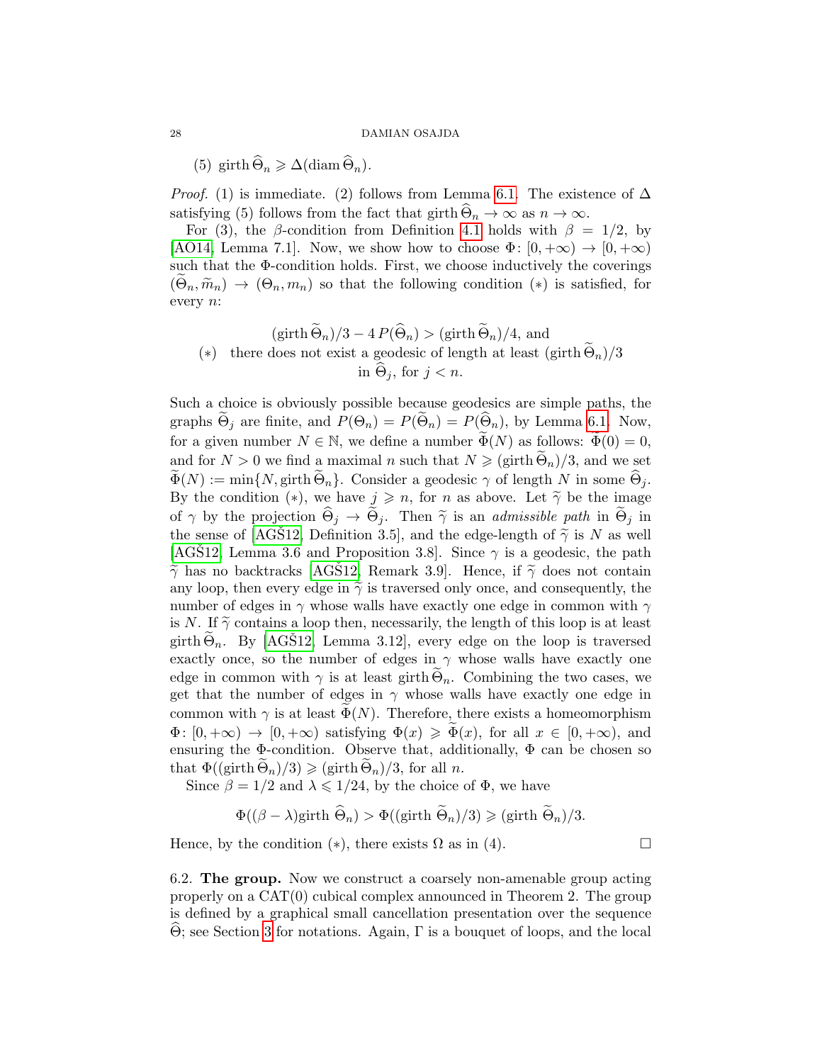(5) $\operatorname{girth} \widehat{\Theta}_n \geqslant \Delta(\operatorname{diam} \widehat{\Theta}_n)$.

*Proof.* (1) is immediate. (2) follows from Lemma 6.1. The existence of $\Delta$ satisfying (5) follows from the fact that $\operatorname{girth} \widehat{\Theta}_n \to \infty$ as $n \to \infty$.

For (3), the $\beta$-condition from Definition 4.1 holds with $\beta = 1/2$, by [AO14, Lemma 7.1]. Now, we show how to choose $\Phi\colon [0, +\infty) \to [0, +\infty)$ such that the $\Phi$-condition holds. First, we choose inductively the coverings $(\widetilde{\Theta}_n, \widetilde{m}_n) \to (\Theta_n, m_n)$ so that the following condition $(*)$ is satisfied, for every $n$:

$$(\operatorname{girth} \widetilde{\Theta}_n)/3 - 4\, P(\widehat{\Theta}_n) > (\operatorname{girth} \widetilde{\Theta}_n)/4, \text{ and}$$
$$(*) \quad \text{there does not exist a geodesic of length at least } (\operatorname{girth} \widetilde{\Theta}_n)/3$$
$$\text{in } \widehat{\Theta}_j, \text{ for } j < n.$$

Such a choice is obviously possible because geodesics are simple paths, the graphs $\widetilde{\Theta}_j$ are finite, and $P(\Theta_n) = P(\widetilde{\Theta}_n) = P(\widehat{\Theta}_n)$, by Lemma 6.1. Now, for a given number $N \in \mathbb{N}$, we define a number $\widetilde{\Phi}(N)$ as follows: $\widetilde{\Phi}(0) = 0$, and for $N > 0$ we find a maximal $n$ such that $N \geqslant (\operatorname{girth} \widetilde{\Theta}_n)/3$, and we set $\widetilde{\Phi}(N) := \min\{N, \operatorname{girth} \widetilde{\Theta}_n\}$. Consider a geodesic $\gamma$ of length $N$ in some $\widehat{\Theta}_j$. By the condition $(*)$, we have $j \geqslant n$, for $n$ as above. Let $\widetilde{\gamma}$ be the image of $\gamma$ by the projection $\widehat{\Theta}_j \to \widetilde{\Theta}_j$. Then $\widetilde{\gamma}$ is an *admissible path* in $\widetilde{\Theta}_j$ in the sense of [AGŠ12, Definition 3.5], and the edge-length of $\widetilde{\gamma}$ is $N$ as well [AGŠ12, Lemma 3.6 and Proposition 3.8]. Since $\gamma$ is a geodesic, the path $\widetilde{\gamma}$ has no backtracks [AGŠ12, Remark 3.9]. Hence, if $\widetilde{\gamma}$ does not contain any loop, then every edge in $\widetilde{\gamma}$ is traversed only once, and consequently, the number of edges in $\gamma$ whose walls have exactly one edge in common with $\gamma$ is $N$. If $\widetilde{\gamma}$ contains a loop then, necessarily, the length of this loop is at least $\operatorname{girth} \widetilde{\Theta}_n$. By [AGŠ12, Lemma 3.12], every edge on the loop is traversed exactly once, so the number of edges in $\gamma$ whose walls have exactly one edge in common with $\gamma$ is at least $\operatorname{girth} \widetilde{\Theta}_n$. Combining the two cases, we get that the number of edges in $\gamma$ whose walls have exactly one edge in common with $\gamma$ is at least $\widetilde{\Phi}(N)$. Therefore, there exists a homeomorphism $\Phi\colon [0, +\infty) \to [0, +\infty)$ satisfying $\Phi(x) \geqslant \widetilde{\Phi}(x)$, for all $x \in [0, +\infty)$, and ensuring the $\Phi$-condition. Observe that, additionally, $\Phi$ can be chosen so that $\Phi((\operatorname{girth} \widetilde{\Theta}_n)/3) \geqslant (\operatorname{girth} \widetilde{\Theta}_n)/3$, for all $n$.

Since $\beta = 1/2$ and $\lambda \leqslant 1/24$, by the choice of $\Phi$, we have

$$\Phi((\beta - \lambda)\operatorname{girth} \widehat{\Theta}_n) > \Phi((\operatorname{girth} \widetilde{\Theta}_n)/3) \geqslant (\operatorname{girth} \widetilde{\Theta}_n)/3.$$

Hence, by the condition $(*)$, there exists $\Omega$ as in (4). $\square$

6.2. **The group.** Now we construct a coarsely non-amenable group acting properly on a CAT(0) cubical complex announced in Theorem 2. The group is defined by a graphical small cancellation presentation over the sequence $\widehat{\Theta}$; see Section 3 for notations. Again, $\Gamma$ is a bouquet of loops, and the local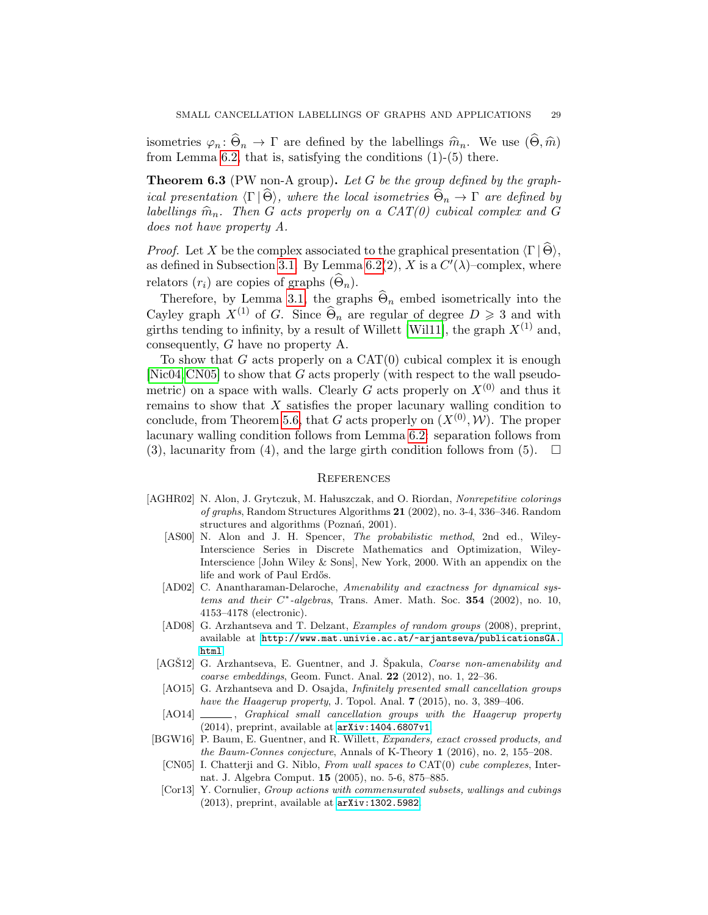isometries $\varphi_n \colon \widehat{\Theta}_n \to \Gamma$ are defined by the labellings $\widehat{m}_n$. We use $(\widehat{\Theta}, \widehat{m})$ from Lemma 6.2, that is, satisfying the conditions (1)-(5) there.

**Theorem 6.3** (PW non-A group)**.** *Let $G$ be the group defined by the graphical presentation $\langle \Gamma \,|\, \widehat{\Theta} \rangle$, where the local isometries $\widehat{\Theta}_n \to \Gamma$ are defined by labellings $\widehat{m}_n$. Then $G$ acts properly on a CAT(0) cubical complex and $G$ does not have property A.*

*Proof.* Let $X$ be the complex associated to the graphical presentation $\langle \Gamma \,|\, \widehat{\Theta} \rangle$, as defined in Subsection 3.1. By Lemma 6.2(2), $X$ is a $C'(\lambda)$–complex, where relators $(r_i)$ are copies of graphs $(\widehat{\Theta}_n)$.

Therefore, by Lemma 3.1, the graphs $\widehat{\Theta}_n$ embed isometrically into the Cayley graph $X^{(1)}$ of $G$. Since $\widehat{\Theta}_n$ are regular of degree $D \geqslant 3$ and with girths tending to infinity, by a result of Willett [Wil11], the graph $X^{(1)}$ and, consequently, $G$ have no property A.

To show that $G$ acts properly on a CAT(0) cubical complex it is enough [Nic04, CN05] to show that $G$ acts properly (with respect to the wall pseudometric) on a space with walls. Clearly $G$ acts properly on $X^{(0)}$ and thus it remains to show that $X$ satisfies the proper lacunary walling condition to conclude, from Theorem 5.6, that $G$ acts properly on $(X^{(0)}, \mathcal{W})$. The proper lacunary walling condition follows from Lemma 6.2: separation follows from (3), lacunarity from (4), and the large girth condition follows from (5). $\square$

## References

- [AGHR02] N. Alon, J. Grytczuk, M. Hałuszczak, and O. Riordan, *Nonrepetitive colorings of graphs*, Random Structures Algorithms **21** (2002), no. 3-4, 336–346. Random structures and algorithms (Poznań, 2001).
- [AS00] N. Alon and J. H. Spencer, *The probabilistic method*, 2nd ed., Wiley-Interscience Series in Discrete Mathematics and Optimization, Wiley-Interscience [John Wiley & Sons], New York, 2000. With an appendix on the life and work of Paul Erdős.
- [AD02] C. Anantharaman-Delaroche, *Amenability and exactness for dynamical systems and their $C^*$-algebras*, Trans. Amer. Math. Soc. **354** (2002), no. 10, 4153–4178 (electronic).
- [AD08] G. Arzhantseva and T. Delzant, *Examples of random groups* (2008), preprint, available at http://www.mat.univie.ac.at/~arjantseva/publicationsGA.html.
- [AGŠ12] G. Arzhantseva, E. Guentner, and J. Špakula, *Coarse non-amenability and coarse embeddings*, Geom. Funct. Anal. **22** (2012), no. 1, 22–36.
- [AO15] G. Arzhantseva and D. Osajda, *Infinitely presented small cancellation groups have the Haagerup property*, J. Topol. Anal. **7** (2015), no. 3, 389–406.
- [AO14] ______, *Graphical small cancellation groups with the Haagerup property* (2014), preprint, available at arXiv:1404.6807v1.
- [BGW16] P. Baum, E. Guentner, and R. Willett, *Expanders, exact crossed products, and the Baum-Connes conjecture*, Annals of K-Theory **1** (2016), no. 2, 155–208.
- [CN05] I. Chatterji and G. Niblo, *From wall spaces to* CAT(0) *cube complexes*, Internat. J. Algebra Comput. **15** (2005), no. 5-6, 875–885.
- [Cor13] Y. Cornulier, *Group actions with commensurated subsets, wallings and cubings* (2013), preprint, available at arXiv:1302.5982.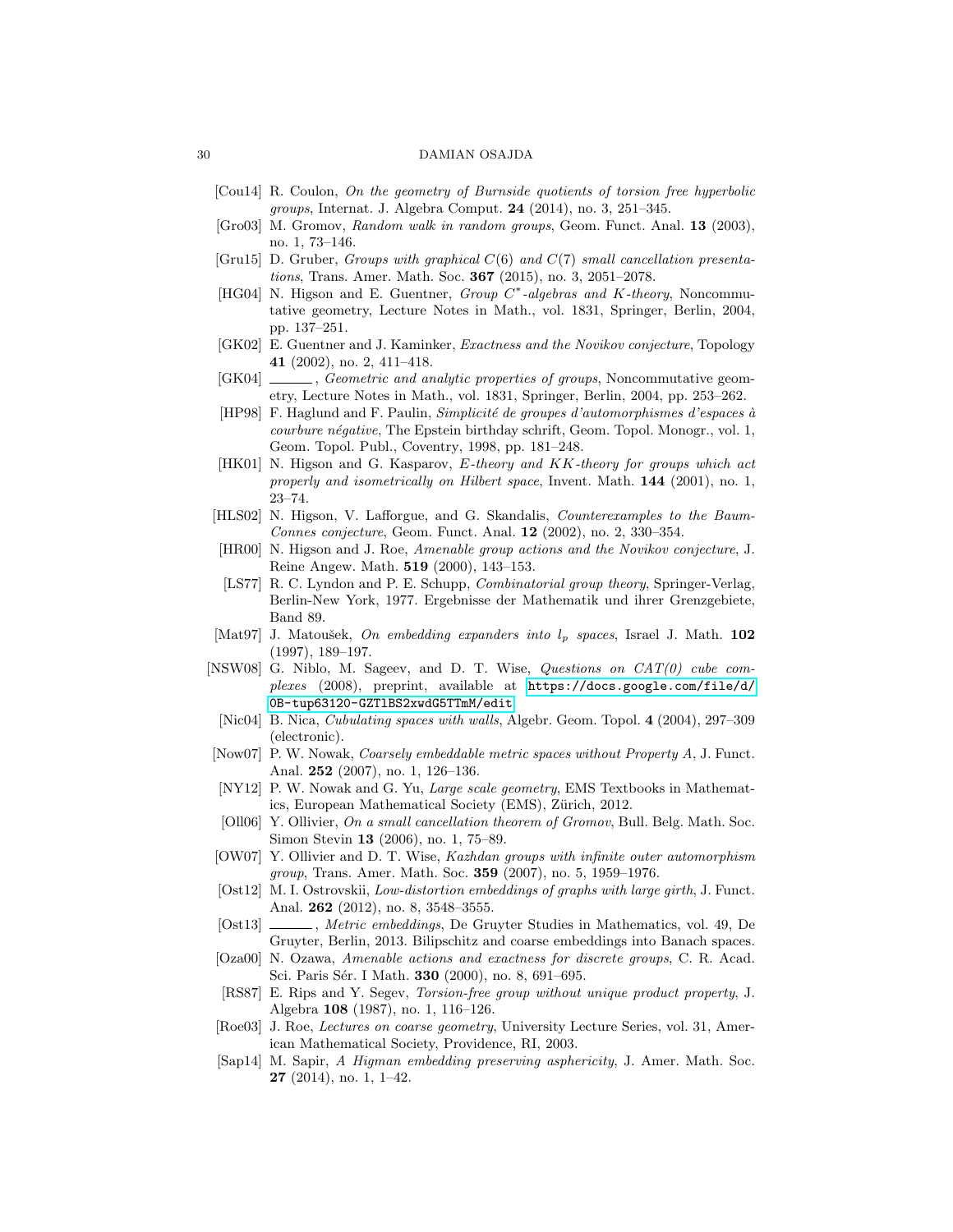- [Cou14] R. Coulon, *On the geometry of Burnside quotients of torsion free hyperbolic groups*, Internat. J. Algebra Comput. **24** (2014), no. 3, 251–345.
- [Gro03] M. Gromov, *Random walk in random groups*, Geom. Funct. Anal. **13** (2003), no. 1, 73–146.
- [Gru15] D. Gruber, *Groups with graphical $C(6)$ and $C(7)$ small cancellation presentations*, Trans. Amer. Math. Soc. **367** (2015), no. 3, 2051–2078.
- [HG04] N. Higson and E. Guentner, *Group $C^*$-algebras and $K$-theory*, Noncommutative geometry, Lecture Notes in Math., vol. 1831, Springer, Berlin, 2004, pp. 137–251.
- [GK02] E. Guentner and J. Kaminker, *Exactness and the Novikov conjecture*, Topology **41** (2002), no. 2, 411–418.
- [GK04] ______, *Geometric and analytic properties of groups*, Noncommutative geometry, Lecture Notes in Math., vol. 1831, Springer, Berlin, 2004, pp. 253–262.
- [HP98] F. Haglund and F. Paulin, *Simplicité de groupes d'automorphismes d'espaces à courbure négative*, The Epstein birthday schrift, Geom. Topol. Monogr., vol. 1, Geom. Topol. Publ., Coventry, 1998, pp. 181–248.
- [HK01] N. Higson and G. Kasparov, *$E$-theory and $KK$-theory for groups which act properly and isometrically on Hilbert space*, Invent. Math. **144** (2001), no. 1, 23–74.
- [HLS02] N. Higson, V. Lafforgue, and G. Skandalis, *Counterexamples to the Baum-Connes conjecture*, Geom. Funct. Anal. **12** (2002), no. 2, 330–354.
- [HR00] N. Higson and J. Roe, *Amenable group actions and the Novikov conjecture*, J. Reine Angew. Math. **519** (2000), 143–153.
- [LS77] R. C. Lyndon and P. E. Schupp, *Combinatorial group theory*, Springer-Verlag, Berlin-New York, 1977. Ergebnisse der Mathematik und ihrer Grenzgebiete, Band 89.
- [Mat97] J. Matoušek, *On embedding expanders into $l_p$ spaces*, Israel J. Math. **102** (1997), 189–197.
- [NSW08] G. Niblo, M. Sageev, and D. T. Wise, *Questions on CAT(0) cube complexes* (2008), preprint, available at https://docs.google.com/file/d/0B-tup63120-GZTlBS2xwdG5TTmM/edit.
- [Nic04] B. Nica, *Cubulating spaces with walls*, Algebr. Geom. Topol. **4** (2004), 297–309 (electronic).
- [Now07] P. W. Nowak, *Coarsely embeddable metric spaces without Property A*, J. Funct. Anal. **252** (2007), no. 1, 126–136.
- [NY12] P. W. Nowak and G. Yu, *Large scale geometry*, EMS Textbooks in Mathematics, European Mathematical Society (EMS), Zürich, 2012.
- [Oll06] Y. Ollivier, *On a small cancellation theorem of Gromov*, Bull. Belg. Math. Soc. Simon Stevin **13** (2006), no. 1, 75–89.
- [OW07] Y. Ollivier and D. T. Wise, *Kazhdan groups with infinite outer automorphism group*, Trans. Amer. Math. Soc. **359** (2007), no. 5, 1959–1976.
- [Ost12] M. I. Ostrovskii, *Low-distortion embeddings of graphs with large girth*, J. Funct. Anal. **262** (2012), no. 8, 3548–3555.
- [Ost13] ______, *Metric embeddings*, De Gruyter Studies in Mathematics, vol. 49, De Gruyter, Berlin, 2013. Bilipschitz and coarse embeddings into Banach spaces.
- [Oza00] N. Ozawa, *Amenable actions and exactness for discrete groups*, C. R. Acad. Sci. Paris Sér. I Math. **330** (2000), no. 8, 691–695.
- [RS87] E. Rips and Y. Segev, *Torsion-free group without unique product property*, J. Algebra **108** (1987), no. 1, 116–126.
- [Roe03] J. Roe, *Lectures on coarse geometry*, University Lecture Series, vol. 31, American Mathematical Society, Providence, RI, 2003.
- [Sap14] M. Sapir, *A Higman embedding preserving asphericity*, J. Amer. Math. Soc. **27** (2014), no. 1, 1–42.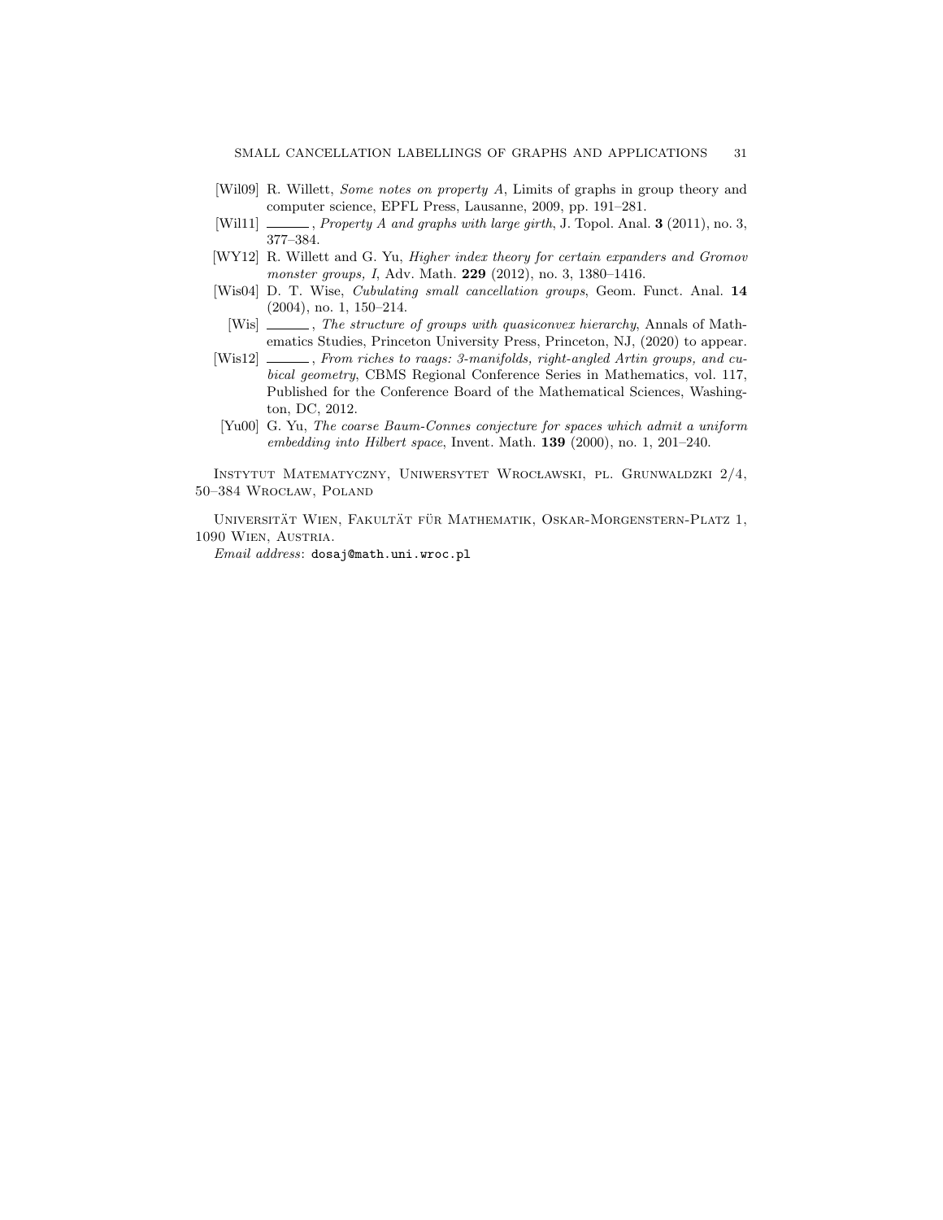[Wil09] R. Willett, *Some notes on property A*, Limits of graphs in group theory and computer science, EPFL Press, Lausanne, 2009, pp. 191–281.

[Wil11] ______, *Property A and graphs with large girth*, J. Topol. Anal. **3** (2011), no. 3, 377–384.

[WY12] R. Willett and G. Yu, *Higher index theory for certain expanders and Gromov monster groups, I*, Adv. Math. **229** (2012), no. 3, 1380–1416.

[Wis04] D. T. Wise, *Cubulating small cancellation groups*, Geom. Funct. Anal. **14** (2004), no. 1, 150–214.

[Wis] ______, *The structure of groups with quasiconvex hierarchy*, Annals of Mathematics Studies, Princeton University Press, Princeton, NJ, (2020) to appear.

[Wis12] ______, *From riches to raags: 3-manifolds, right-angled Artin groups, and cubical geometry*, CBMS Regional Conference Series in Mathematics, vol. 117, Published for the Conference Board of the Mathematical Sciences, Washington, DC, 2012.

[Yu00] G. Yu, *The coarse Baum-Connes conjecture for spaces which admit a uniform embedding into Hilbert space*, Invent. Math. **139** (2000), no. 1, 201–240.

Instytut Matematyczny, Uniwersytet Wrocławski, pl. Grunwaldzki 2/4, 50–384 Wrocław, Poland

Universität Wien, Fakultät für Mathematik, Oskar-Morgenstern-Platz 1, 1090 Wien, Austria.

*Email address*: dosaj@math.uni.wroc.pl